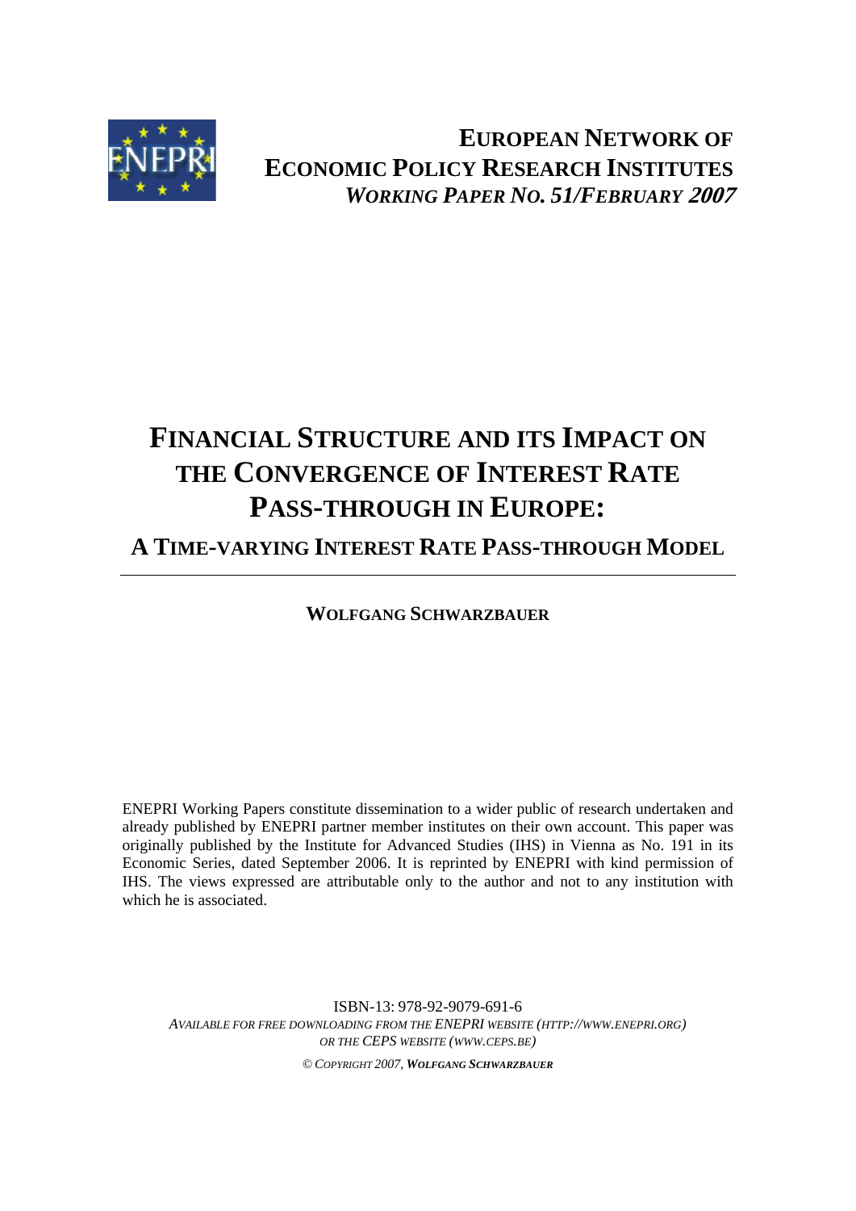**European Network of Economic Policy Research Institutes**
*Working Paper No. 51/February 2007*

# Financial Structure and its Impact on the Convergence of Interest Rate Pass-through in Europe:

## A Time-varying Interest Rate Pass-through Model

**Wolfgang Schwarzbauer**

ENEPRI Working Papers constitute dissemination to a wider public of research undertaken and already published by ENEPRI partner member institutes on their own account. This paper was originally published by the Institute for Advanced Studies (IHS) in Vienna as No. 191 in its Economic Series, dated September 2006. It is reprinted by ENEPRI with kind permission of IHS. The views expressed are attributable only to the author and not to any institution with which he is associated.

ISBN-13: 978-92-9079-691-6

*Available for free downloading from the ENEPRI website (http://www.enepri.org) or the CEPS website (www.ceps.be)*

*© Copyright 2007, **Wolfgang Schwarzbauer***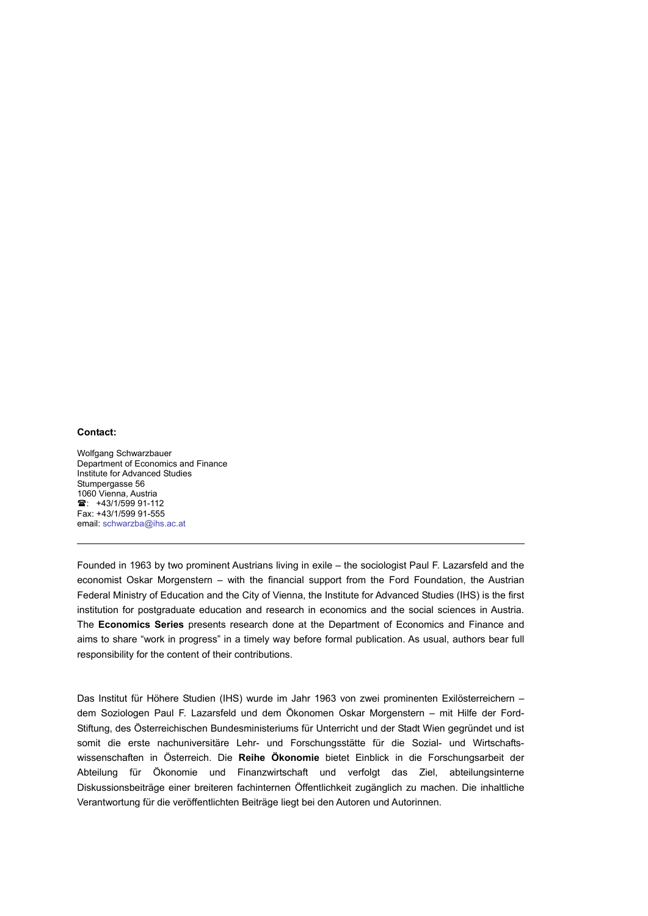**Contact:**

Wolfgang Schwarzbauer
Department of Economics and Finance
Institute for Advanced Studies
Stumpergasse 56
1060 Vienna, Austria
☎: +43/1/599 91-112
Fax: +43/1/599 91-555
email: schwarzba@ihs.ac.at

---

Founded in 1963 by two prominent Austrians living in exile – the sociologist Paul F. Lazarsfeld and the economist Oskar Morgenstern – with the financial support from the Ford Foundation, the Austrian Federal Ministry of Education and the City of Vienna, the Institute for Advanced Studies (IHS) is the first institution for postgraduate education and research in economics and the social sciences in Austria. The **Economics Series** presents research done at the Department of Economics and Finance and aims to share "work in progress" in a timely way before formal publication. As usual, authors bear full responsibility for the content of their contributions.

Das Institut für Höhere Studien (IHS) wurde im Jahr 1963 von zwei prominenten Exilösterreichern – dem Soziologen Paul F. Lazarsfeld und dem Ökonomen Oskar Morgenstern – mit Hilfe der Ford-Stiftung, des Österreichischen Bundesministeriums für Unterricht und der Stadt Wien gegründet und ist somit die erste nachuniversitäre Lehr- und Forschungsstätte für die Sozial- und Wirtschaftswissenschaften in Österreich. Die **Reihe Ökonomie** bietet Einblick in die Forschungsarbeit der Abteilung für Ökonomie und Finanzwirtschaft und verfolgt das Ziel, abteilungsinterne Diskussionsbeiträge einer breiteren fachinternen Öffentlichkeit zugänglich zu machen. Die inhaltliche Verantwortung für die veröffentlichten Beiträge liegt bei den Autoren und Autorinnen.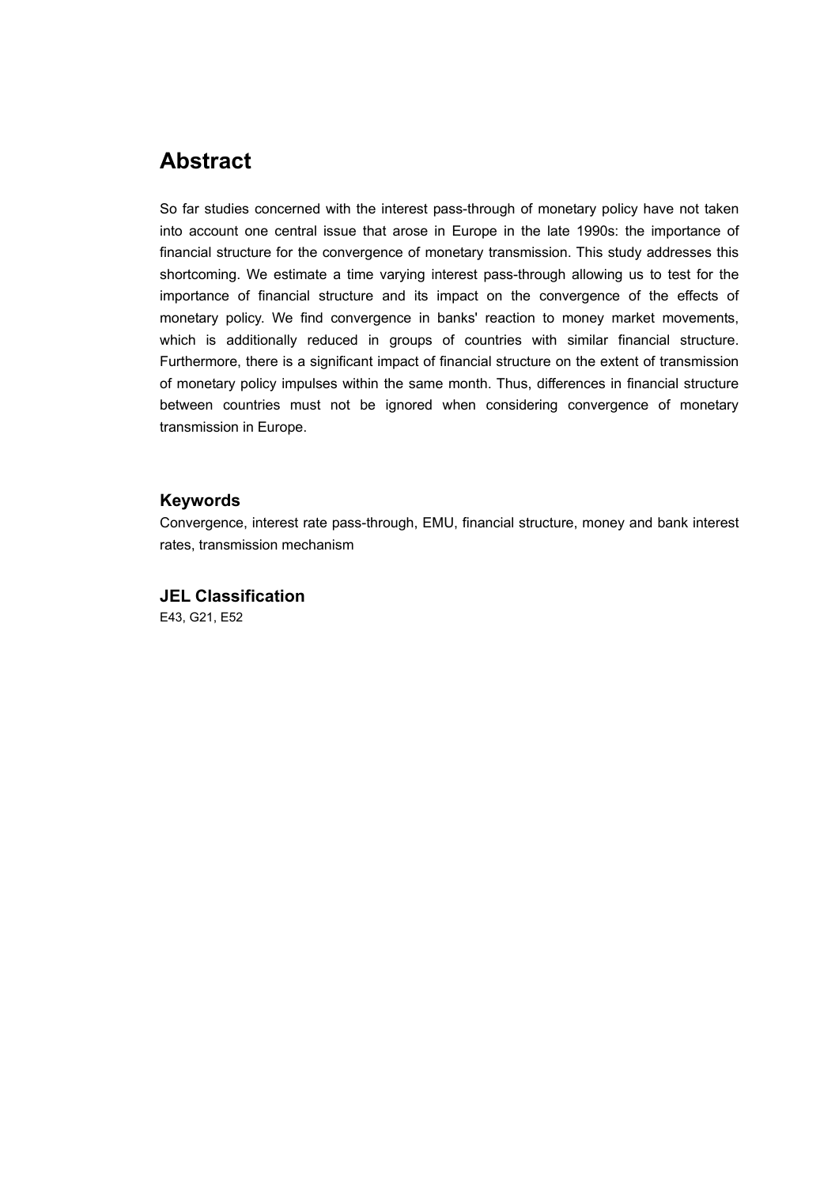## Abstract

So far studies concerned with the interest pass-through of monetary policy have not taken into account one central issue that arose in Europe in the late 1990s: the importance of financial structure for the convergence of monetary transmission. This study addresses this shortcoming. We estimate a time varying interest pass-through allowing us to test for the importance of financial structure and its impact on the convergence of the effects of monetary policy. We find convergence in banks' reaction to money market movements, which is additionally reduced in groups of countries with similar financial structure. Furthermore, there is a significant impact of financial structure on the extent of transmission of monetary policy impulses within the same month. Thus, differences in financial structure between countries must not be ignored when considering convergence of monetary transmission in Europe.

### Keywords

Convergence, interest rate pass-through, EMU, financial structure, money and bank interest rates, transmission mechanism

### JEL Classification

E43, G21, E52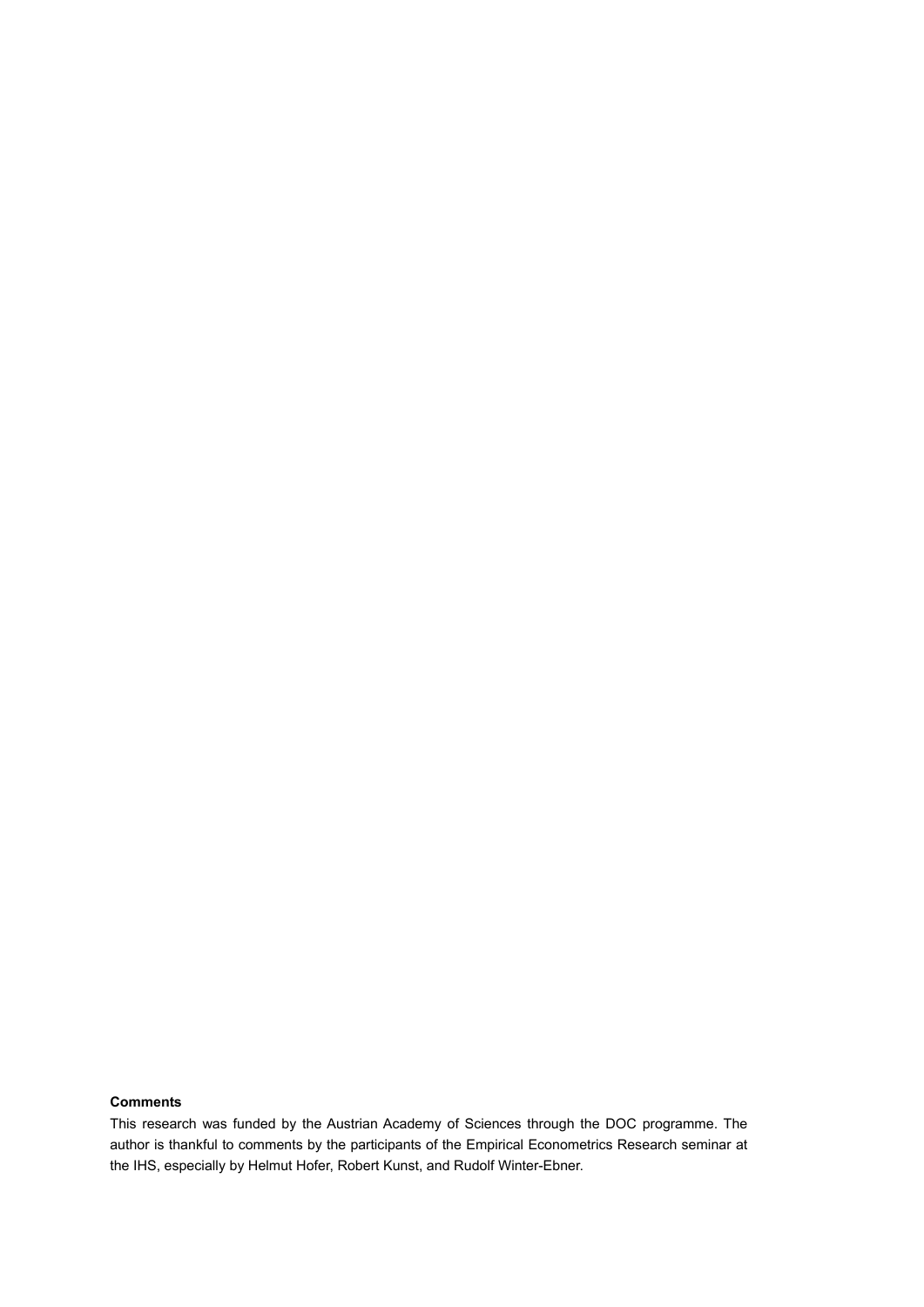**Comments**

This research was funded by the Austrian Academy of Sciences through the DOC programme. The author is thankful to comments by the participants of the Empirical Econometrics Research seminar at the IHS, especially by Helmut Hofer, Robert Kunst, and Rudolf Winter-Ebner.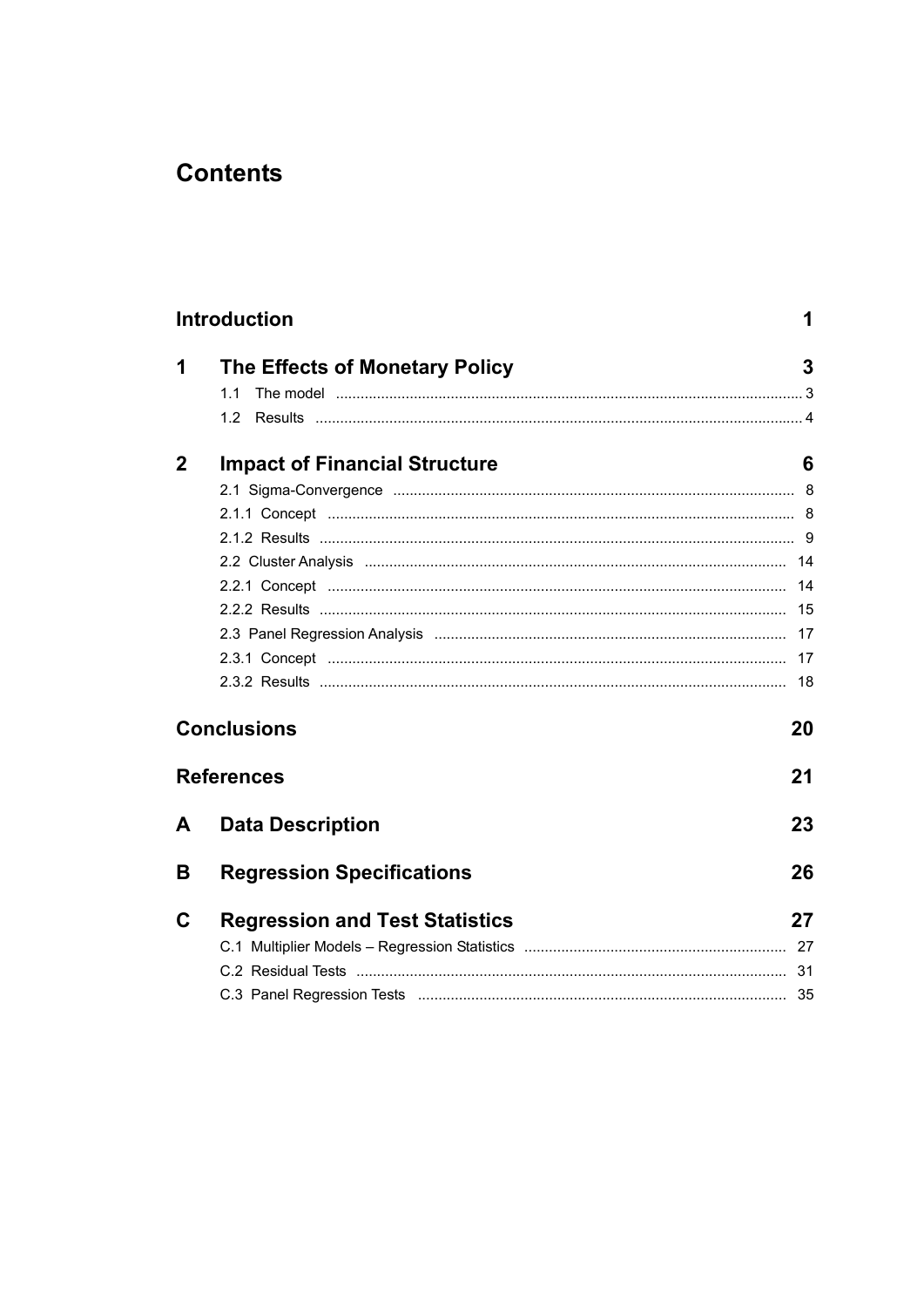# Contents

| | | |
|---|---|---|
| **Introduction** | | **1** |
| **1** | **The Effects of Monetary Policy** | **3** |
| | 1.1 The model | 3 |
| | 1.2 Results | 4 |
| **2** | **Impact of Financial Structure** | **6** |
| | 2.1 Sigma-Convergence | 8 |
| | 2.1.1 Concept | 8 |
| | 2.1.2 Results | 9 |
| | 2.2 Cluster Analysis | 14 |
| | 2.2.1 Concept | 14 |
| | 2.2.2 Results | 15 |
| | 2.3 Panel Regression Analysis | 17 |
| | 2.3.1 Concept | 17 |
| | 2.3.2 Results | 18 |
| **Conclusions** | | **20** |
| **References** | | **21** |
| **A** | **Data Description** | **23** |
| **B** | **Regression Specifications** | **26** |
| **C** | **Regression and Test Statistics** | **27** |
| | C.1 Multiplier Models – Regression Statistics | 27 |
| | C.2 Residual Tests | 31 |
| | C.3 Panel Regression Tests | 35 |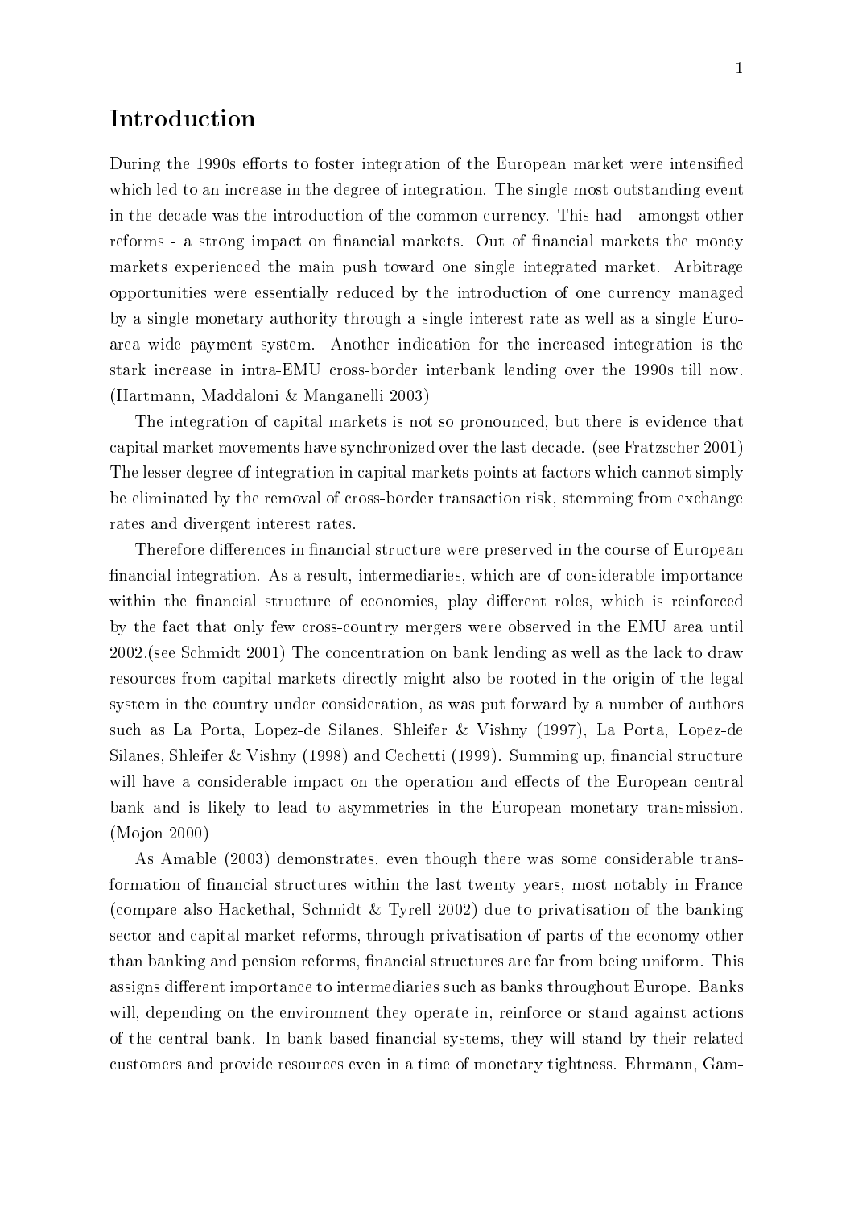# Introduction

During the 1990s efforts to foster integration of the European market were intensified which led to an increase in the degree of integration. The single most outstanding event in the decade was the introduction of the common currency. This had - amongst other reforms - a strong impact on financial markets. Out of financial markets the money markets experienced the main push toward one single integrated market. Arbitrage opportunities were essentially reduced by the introduction of one currency managed by a single monetary authority through a single interest rate as well as a single Euro-area wide payment system. Another indication for the increased integration is the stark increase in intra-EMU cross-border interbank lending over the 1990s till now. (Hartmann, Maddaloni & Manganelli 2003)

The integration of capital markets is not so pronounced, but there is evidence that capital market movements have synchronized over the last decade. (see Fratzscher 2001) The lesser degree of integration in capital markets points at factors which cannot simply be eliminated by the removal of cross-border transaction risk, stemming from exchange rates and divergent interest rates.

Therefore differences in financial structure were preserved in the course of European financial integration. As a result, intermediaries, which are of considerable importance within the financial structure of economies, play different roles, which is reinforced by the fact that only few cross-country mergers were observed in the EMU area until 2002.(see Schmidt 2001) The concentration on bank lending as well as the lack to draw resources from capital markets directly might also be rooted in the origin of the legal system in the country under consideration, as was put forward by a number of authors such as La Porta, Lopez-de Silanes, Shleifer & Vishny (1997), La Porta, Lopez-de Silanes, Shleifer & Vishny (1998) and Cechetti (1999). Summing up, financial structure will have a considerable impact on the operation and effects of the European central bank and is likely to lead to asymmetries in the European monetary transmission. (Mojon 2000)

As Amable (2003) demonstrates, even though there was some considerable transformation of financial structures within the last twenty years, most notably in France (compare also Hackethal, Schmidt & Tyrell 2002) due to privatisation of the banking sector and capital market reforms, through privatisation of parts of the economy other than banking and pension reforms, financial structures are far from being uniform. This assigns different importance to intermediaries such as banks throughout Europe. Banks will, depending on the environment they operate in, reinforce or stand against actions of the central bank. In bank-based financial systems, they will stand by their related customers and provide resources even in a time of monetary tightness. Ehrmann, Gam-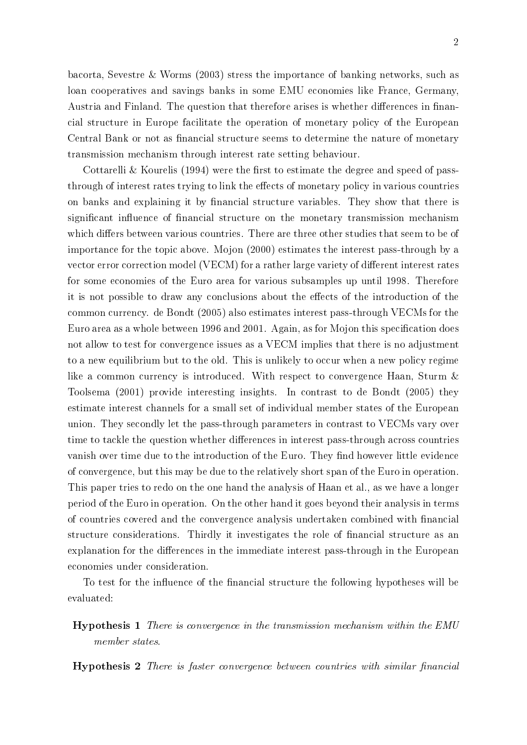bacorta, Sevestre & Worms (2003) stress the importance of banking networks, such as loan cooperatives and savings banks in some EMU economies like France, Germany, Austria and Finland. The question that therefore arises is whether differences in financial structure in Europe facilitate the operation of monetary policy of the European Central Bank or not as financial structure seems to determine the nature of monetary transmission mechanism through interest rate setting behaviour.

Cottarelli & Kourelis (1994) were the first to estimate the degree and speed of pass-through of interest rates trying to link the effects of monetary policy in various countries on banks and explaining it by financial structure variables. They show that there is significant influence of financial structure on the monetary transmission mechanism which differs between various countries. There are three other studies that seem to be of importance for the topic above. Mojon (2000) estimates the interest pass-through by a vector error correction model (VECM) for a rather large variety of different interest rates for some economies of the Euro area for various subsamples up until 1998. Therefore it is not possible to draw any conclusions about the effects of the introduction of the common currency. de Bondt (2005) also estimates interest pass-through VECMs for the Euro area as a whole between 1996 and 2001. Again, as for Mojon this specification does not allow to test for convergence issues as a VECM implies that there is no adjustment to a new equilibrium but to the old. This is unlikely to occur when a new policy regime like a common currency is introduced. With respect to convergence Haan, Sturm & Toolsema (2001) provide interesting insights. In contrast to de Bondt (2005) they estimate interest channels for a small set of individual member states of the European union. They secondly let the pass-through parameters in contrast to VECMs vary over time to tackle the question whether differences in interest pass-through across countries vanish over time due to the introduction of the Euro. They find however little evidence of convergence, but this may be due to the relatively short span of the Euro in operation. This paper tries to redo on the one hand the analysis of Haan et al., as we have a longer period of the Euro in operation. On the other hand it goes beyond their analysis in terms of countries covered and the convergence analysis undertaken combined with financial structure considerations. Thirdly it investigates the role of financial structure as an explanation for the differences in the immediate interest pass-through in the European economies under consideration.

To test for the influence of the financial structure the following hypotheses will be evaluated:

**Hypothesis 1** *There is convergence in the transmission mechanism within the EMU member states.*

**Hypothesis 2** *There is faster convergence between countries with similar financial*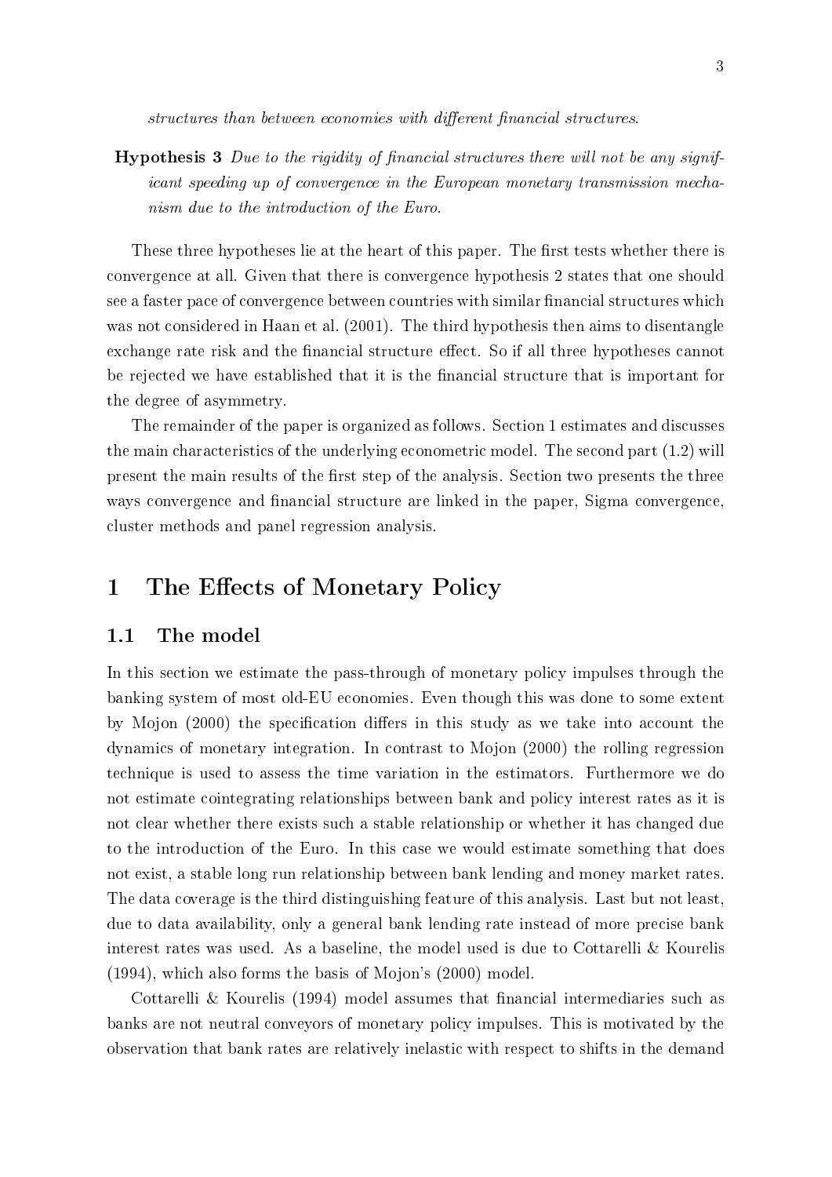*structures than between economies with different financial structures.*

**Hypothesis 3** *Due to the rigidity of financial structures there will not be any significant speeding up of convergence in the European monetary transmission mechanism due to the introduction of the Euro.*

These three hypotheses lie at the heart of this paper. The first tests whether there is convergence at all. Given that there is convergence hypothesis 2 states that one should see a faster pace of convergence between countries with similar financial structures which was not considered in Haan et al. (2001). The third hypothesis then aims to disentangle exchange rate risk and the financial structure effect. So if all three hypotheses cannot be rejected we have established that it is the financial structure that is important for the degree of asymmetry.

The remainder of the paper is organized as follows. Section 1 estimates and discusses the main characteristics of the underlying econometric model. The second part (1.2) will present the main results of the first step of the analysis. Section two presents the three ways convergence and financial structure are linked in the paper, Sigma convergence, cluster methods and panel regression analysis.

# 1 The Effects of Monetary Policy

## 1.1 The model

In this section we estimate the pass-through of monetary policy impulses through the banking system of most old-EU economies. Even though this was done to some extent by Mojon (2000) the specification differs in this study as we take into account the dynamics of monetary integration. In contrast to Mojon (2000) the rolling regression technique is used to assess the time variation in the estimators. Furthermore we do not estimate cointegrating relationships between bank and policy interest rates as it is not clear whether there exists such a stable relationship or whether it has changed due to the introduction of the Euro. In this case we would estimate something that does not exist, a stable long run relationship between bank lending and money market rates. The data coverage is the third distinguishing feature of this analysis. Last but not least, due to data availability, only a general bank lending rate instead of more precise bank interest rates was used. As a baseline, the model used is due to Cottarelli & Kourelis (1994), which also forms the basis of Mojon's (2000) model.

Cottarelli & Kourelis (1994) model assumes that financial intermediaries such as banks are not neutral conveyors of monetary policy impulses. This is motivated by the observation that bank rates are relatively inelastic with respect to shifts in the demand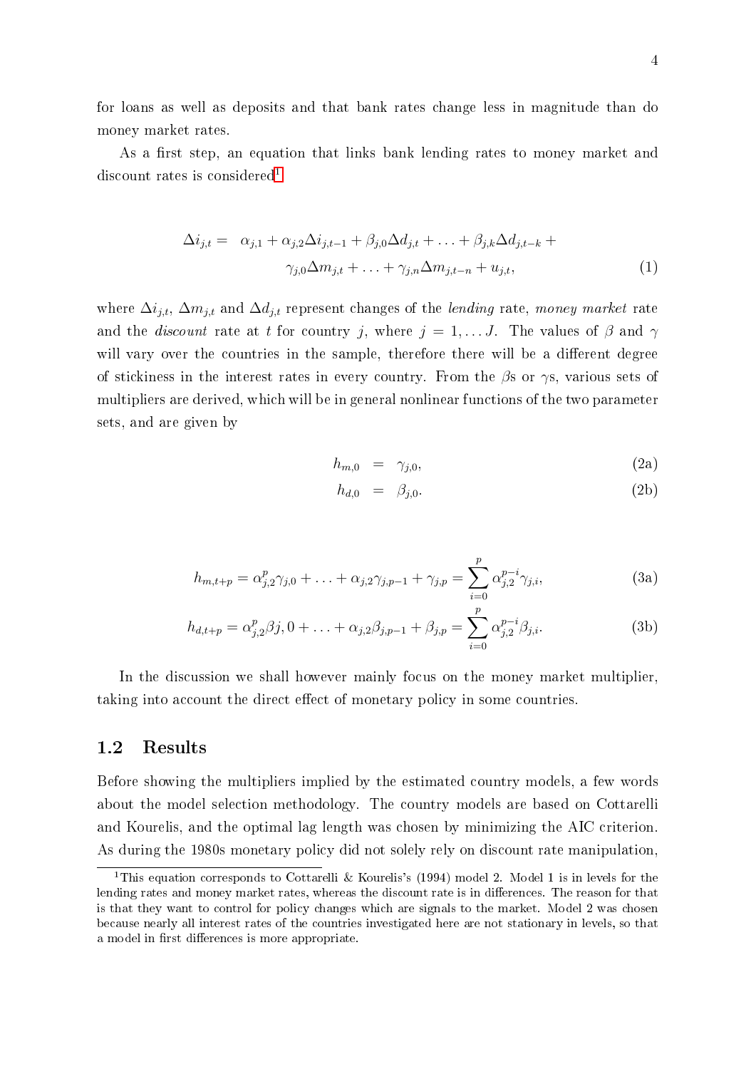for loans as well as deposits and that bank rates change less in magnitude than do money market rates.

As a first step, an equation that links bank lending rates to money market and discount rates is considered[1]

$$
\begin{aligned}
\Delta i_{j,t} = \quad & \alpha_{j,1} + \alpha_{j,2}\Delta i_{j,t-1} + \beta_{j,0}\Delta d_{j,t} + \ldots + \beta_{j,k}\Delta d_{j,t-k} + \\
& \gamma_{j,0}\Delta m_{j,t} + \ldots + \gamma_{j,n}\Delta m_{j,t-n} + u_{j,t},
\end{aligned} \tag{1}
$$

where $\Delta i_{j,t}$, $\Delta m_{j,t}$ and $\Delta d_{j,t}$ represent changes of the *lending* rate, *money market* rate and the *discount* rate at $t$ for country $j$, where $j = 1, \ldots J$. The values of $\beta$ and $\gamma$ will vary over the countries in the sample, therefore there will be a different degree of stickiness in the interest rates in every country. From the $\beta$s or $\gamma$s, various sets of multipliers are derived, which will be in general nonlinear functions of the two parameter sets, and are given by

$$
h_{m,0} = \gamma_{j,0}, \tag{2a}
$$

$$
h_{d,0} = \beta_{j,0}. \tag{2b}
$$

$$
h_{m,t+p} = \alpha_{j,2}^{p}\gamma_{j,0} + \ldots + \alpha_{j,2}\gamma_{j,p-1} + \gamma_{j,p} = \sum_{i=0}^{p} \alpha_{j,2}^{p-i}\gamma_{j,i}, \tag{3a}
$$

$$
h_{d,t+p} = \alpha_{j,2}^{p}\beta j, 0 + \ldots + \alpha_{j,2}\beta_{j,p-1} + \beta_{j,p} = \sum_{i=0}^{p} \alpha_{j,2}^{p-i}\beta_{j,i}. \tag{3b}
$$

In the discussion we shall however mainly focus on the money market multiplier, taking into account the direct effect of monetary policy in some countries.

## 1.2 Results

Before showing the multipliers implied by the estimated country models, a few words about the model selection methodology. The country models are based on Cottarelli and Kourelis, and the optimal lag length was chosen by minimizing the AIC criterion. As during the 1980s monetary policy did not solely rely on discount rate manipulation,

---

[1] This equation corresponds to Cottarelli & Kourelis's (1994) model 2. Model 1 is in levels for the lending rates and money market rates, whereas the discount rate is in differences. The reason for that is that they want to control for policy changes which are signals to the market. Model 2 was chosen because nearly all interest rates of the countries investigated here are not stationary in levels, so that a model in first differences is more appropriate.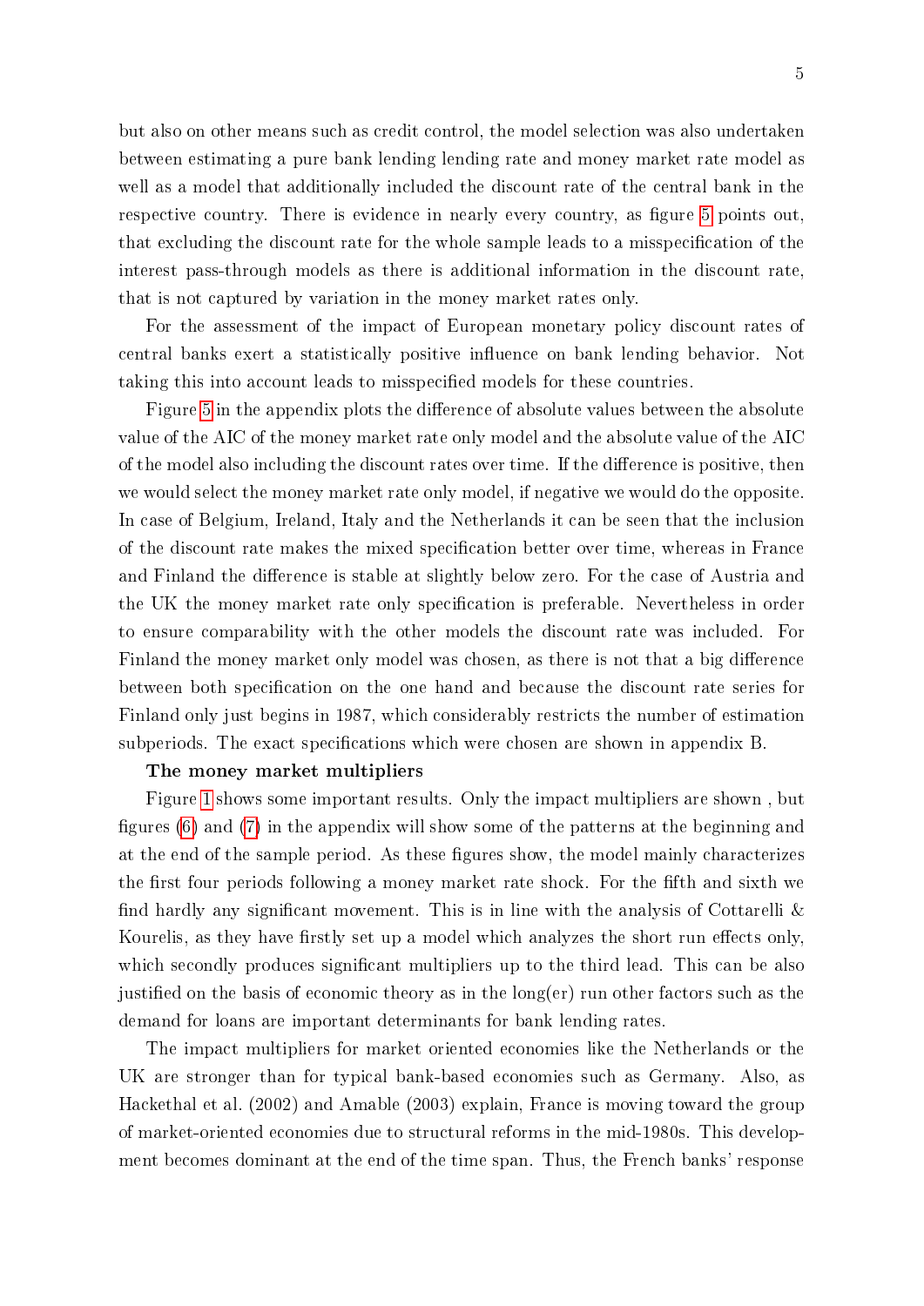but also on other means such as credit control, the model selection was also undertaken between estimating a pure bank lending lending rate and money market rate model as well as a model that additionally included the discount rate of the central bank in the respective country. There is evidence in nearly every country, as figure 5 points out, that excluding the discount rate for the whole sample leads to a misspecification of the interest pass-through models as there is additional information in the discount rate, that is not captured by variation in the money market rates only.

For the assessment of the impact of European monetary policy discount rates of central banks exert a statistically positive influence on bank lending behavior. Not taking this into account leads to misspecified models for these countries.

Figure 5 in the appendix plots the difference of absolute values between the absolute value of the AIC of the money market rate only model and the absolute value of the AIC of the model also including the discount rates over time. If the difference is positive, then we would select the money market rate only model, if negative we would do the opposite. In case of Belgium, Ireland, Italy and the Netherlands it can be seen that the inclusion of the discount rate makes the mixed specification better over time, whereas in France and Finland the difference is stable at slightly below zero. For the case of Austria and the UK the money market rate only specification is preferable. Nevertheless in order to ensure comparability with the other models the discount rate was included. For Finland the money market only model was chosen, as there is not that a big difference between both specification on the one hand and because the discount rate series for Finland only just begins in 1987, which considerably restricts the number of estimation subperiods. The exact specifications which were chosen are shown in appendix B.

**The money market multipliers**

Figure 1 shows some important results. Only the impact multipliers are shown , but figures (6) and (7) in the appendix will show some of the patterns at the beginning and at the end of the sample period. As these figures show, the model mainly characterizes the first four periods following a money market rate shock. For the fifth and sixth we find hardly any significant movement. This is in line with the analysis of Cottarelli & Kourelis, as they have firstly set up a model which analyzes the short run effects only, which secondly produces significant multipliers up to the third lead. This can be also justified on the basis of economic theory as in the long(er) run other factors such as the demand for loans are important determinants for bank lending rates.

The impact multipliers for market oriented economies like the Netherlands or the UK are stronger than for typical bank-based economies such as Germany. Also, as Hackethal et al. (2002) and Amable (2003) explain, France is moving toward the group of market-oriented economies due to structural reforms in the mid-1980s. This development becomes dominant at the end of the time span. Thus, the French banks' response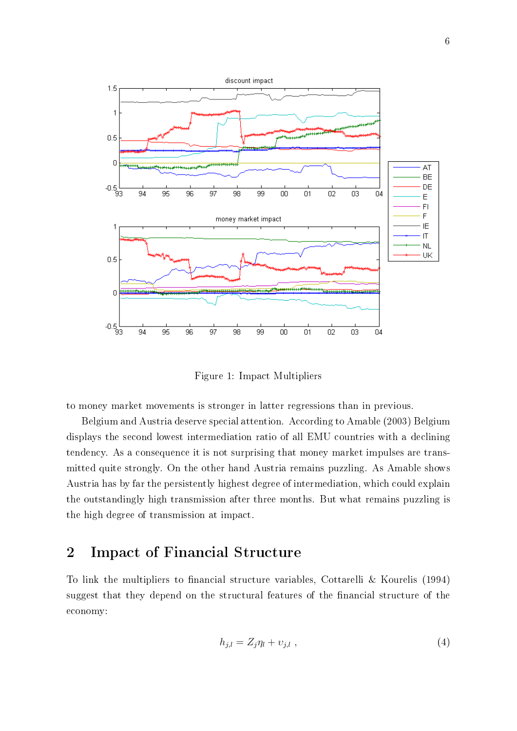Figure 1: Impact Multipliers

to money market movements is stronger in latter regressions than in previous.

Belgium and Austria deserve special attention. According to Amable (2003) Belgium displays the second lowest intermediation ratio of all EMU countries with a declining tendency. As a consequence it is not surprising that money market impulses are transmitted quite strongly. On the other hand Austria remains puzzling. As Amable shows Austria has by far the persistently highest degree of intermediation, which could explain the outstandingly high transmission after three months. But what remains puzzling is the high degree of transmission at impact.

## 2 Impact of Financial Structure

To link the multipliers to financial structure variables, Cottarelli & Kourelis (1994) suggest that they depend on the structural features of the financial structure of the economy:

$$h_{j,l} = Z_j \eta_l + \upsilon_{j,l} \; , \tag{4}$$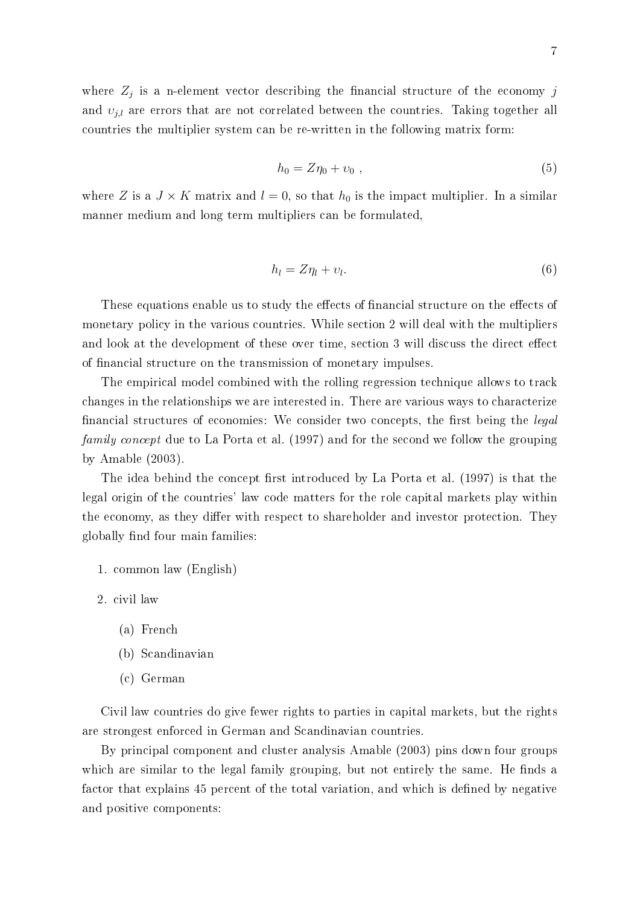where $Z_j$ is a n-element vector describing the financial structure of the economy $j$ and $\upsilon_{j,l}$ are errors that are not correlated between the countries. Taking together all countries the multiplier system can be re-written in the following matrix form:

$$h_0 = Z\eta_0 + \upsilon_0 \ , \tag{5}$$

where $Z$ is a $J \times K$ matrix and $l = 0$, so that $h_0$ is the impact multiplier. In a similar manner medium and long term multipliers can be formulated,

$$h_l = Z\eta_l + \upsilon_l. \tag{6}$$

These equations enable us to study the effects of financial structure on the effects of monetary policy in the various countries. While section 2 will deal with the multipliers and look at the development of these over time, section 3 will discuss the direct effect of financial structure on the transmission of monetary impulses.

The empirical model combined with the rolling regression technique allows to track changes in the relationships we are interested in. There are various ways to characterize financial structures of economies: We consider two concepts, the first being the *legal family concept* due to La Porta et al. (1997) and for the second we follow the grouping by Amable (2003).

The idea behind the concept first introduced by La Porta et al. (1997) is that the legal origin of the countries' law code matters for the role capital markets play within the economy, as they differ with respect to shareholder and investor protection. They globally find four main families:

1. common law (English)
2. civil law
   (a) French
   (b) Scandinavian
   (c) German

Civil law countries do give fewer rights to parties in capital markets, but the rights are strongest enforced in German and Scandinavian countries.

By principal component and cluster analysis Amable (2003) pins down four groups which are similar to the legal family grouping, but not entirely the same. He finds a factor that explains 45 percent of the total variation, and which is defined by negative and positive components: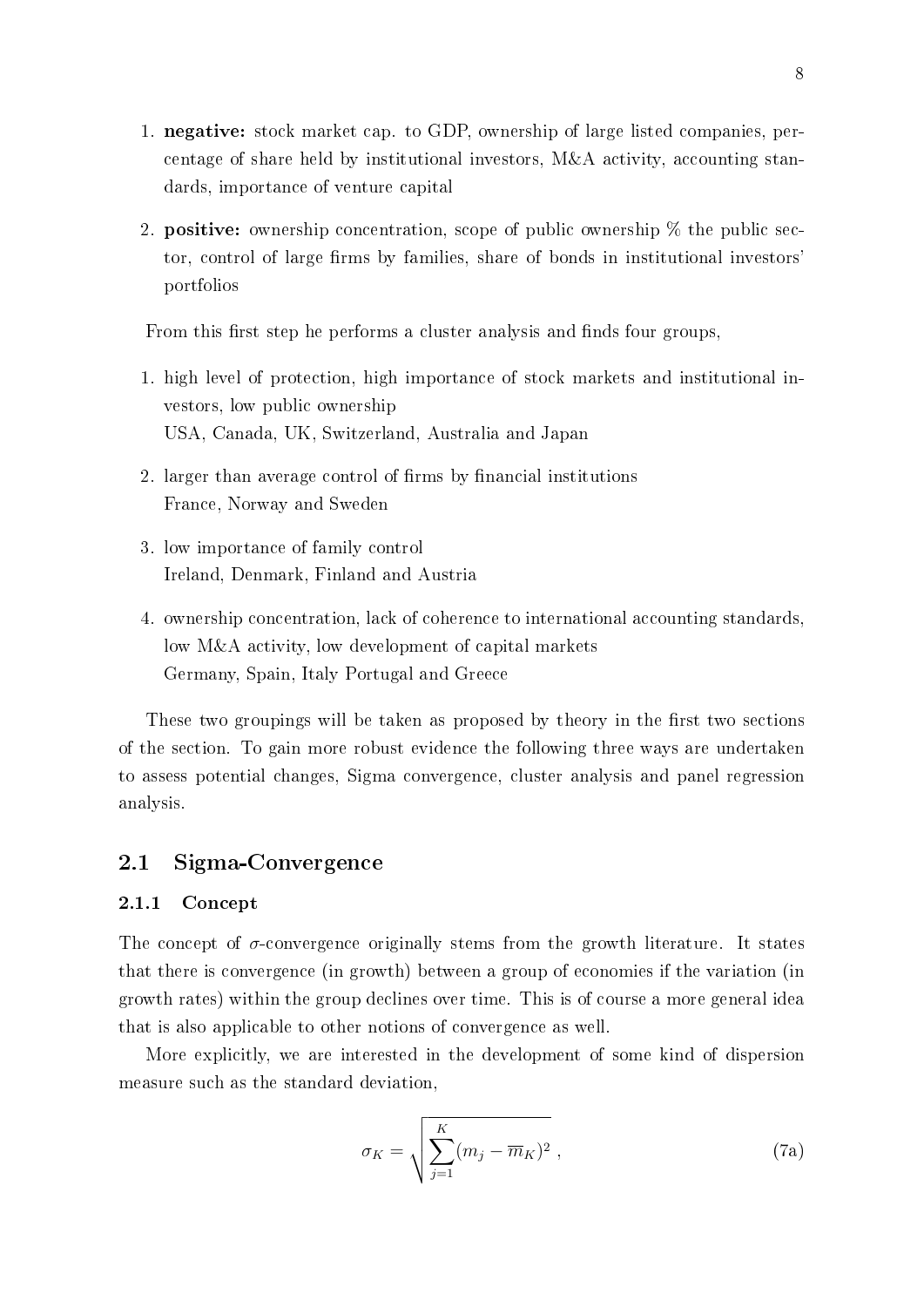1. **negative:** stock market cap. to GDP, ownership of large listed companies, percentage of share held by institutional investors, M&A activity, accounting standards, importance of venture capital

2. **positive:** ownership concentration, scope of public ownership % the public sector, control of large firms by families, share of bonds in institutional investors' portfolios

From this first step he performs a cluster analysis and finds four groups,

1. high level of protection, high importance of stock markets and institutional investors, low public ownership
   USA, Canada, UK, Switzerland, Australia and Japan

2. larger than average control of firms by financial institutions
   France, Norway and Sweden

3. low importance of family control
   Ireland, Denmark, Finland and Austria

4. ownership concentration, lack of coherence to international accounting standards, low M&A activity, low development of capital markets
   Germany, Spain, Italy Portugal and Greece

These two groupings will be taken as proposed by theory in the first two sections of the section. To gain more robust evidence the following three ways are undertaken to assess potential changes, Sigma convergence, cluster analysis and panel regression analysis.

## 2.1 Sigma-Convergence

### 2.1.1 Concept

The concept of $\sigma$-convergence originally stems from the growth literature. It states that there is convergence (in growth) between a group of economies if the variation (in growth rates) within the group declines over time. This is of course a more general idea that is also applicable to other notions of convergence as well.

More explicitly, we are interested in the development of some kind of dispersion measure such as the standard deviation,

$$\sigma_K = \sqrt{\sum_{j=1}^{K}(m_j - \overline{m}_K)^2} \,, \tag{7a}$$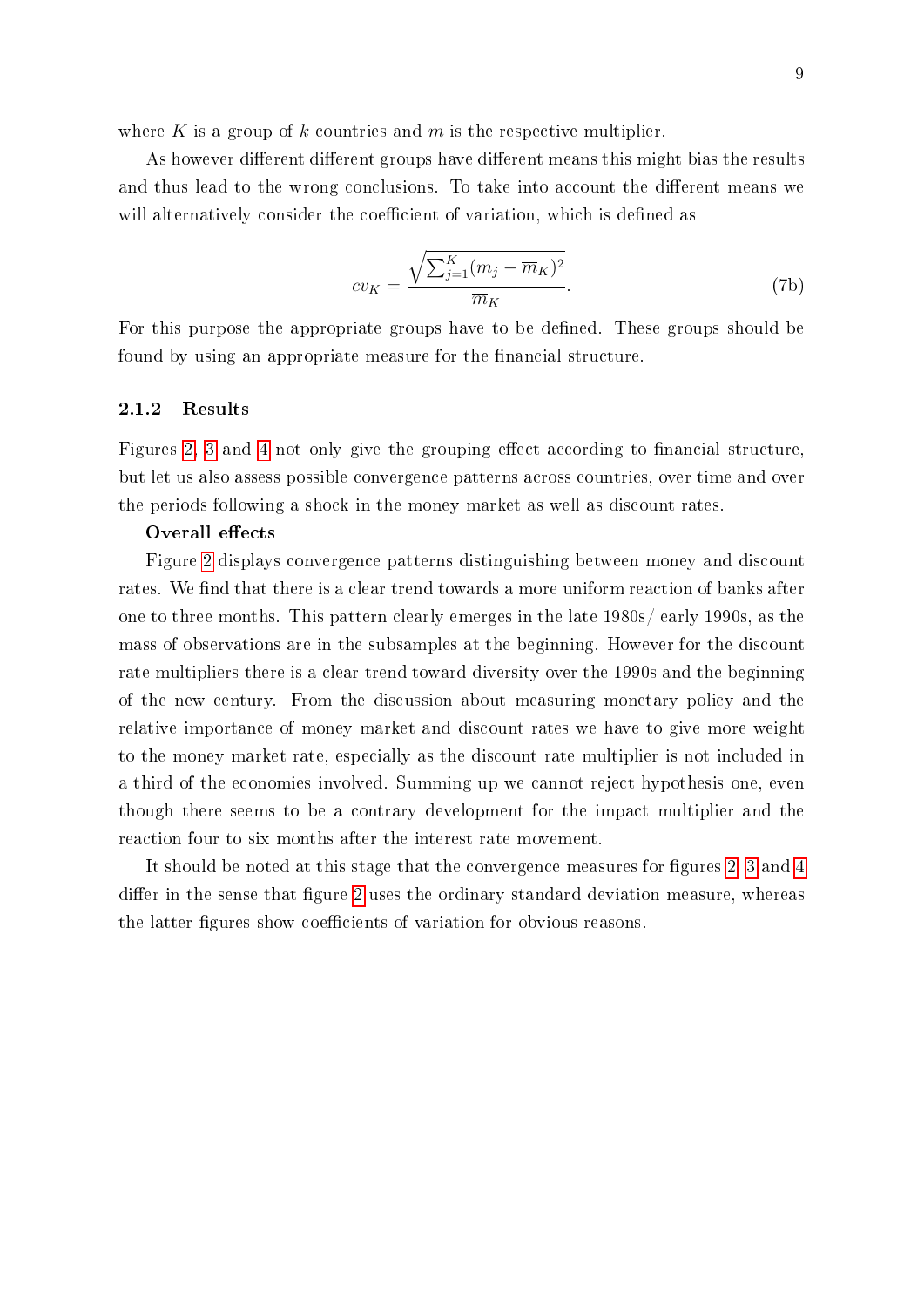where $K$ is a group of $k$ countries and $m$ is the respective multiplier.

As however different different groups have different means this might bias the results and thus lead to the wrong conclusions. To take into account the different means we will alternatively consider the coefficient of variation, which is defined as

$$cv_K = \frac{\sqrt{\sum_{j=1}^{K}(m_j - \overline{m}_K)^2}}{\overline{m}_K}. \tag{7b}$$

For this purpose the appropriate groups have to be defined. These groups should be found by using an appropriate measure for the financial structure.

### 2.1.2 Results

Figures 2, 3 and 4 not only give the grouping effect according to financial structure, but let us also assess possible convergence patterns across countries, over time and over the periods following a shock in the money market as well as discount rates.

**Overall effects**

Figure 2 displays convergence patterns distinguishing between money and discount rates. We find that there is a clear trend towards a more uniform reaction of banks after one to three months. This pattern clearly emerges in the late 1980s/ early 1990s, as the mass of observations are in the subsamples at the beginning. However for the discount rate multipliers there is a clear trend toward diversity over the 1990s and the beginning of the new century. From the discussion about measuring monetary policy and the relative importance of money market and discount rates we have to give more weight to the money market rate, especially as the discount rate multiplier is not included in a third of the economies involved. Summing up we cannot reject hypothesis one, even though there seems to be a contrary development for the impact multiplier and the reaction four to six months after the interest rate movement.

It should be noted at this stage that the convergence measures for figures 2, 3 and 4 differ in the sense that figure 2 uses the ordinary standard deviation measure, whereas the latter figures show coefficients of variation for obvious reasons.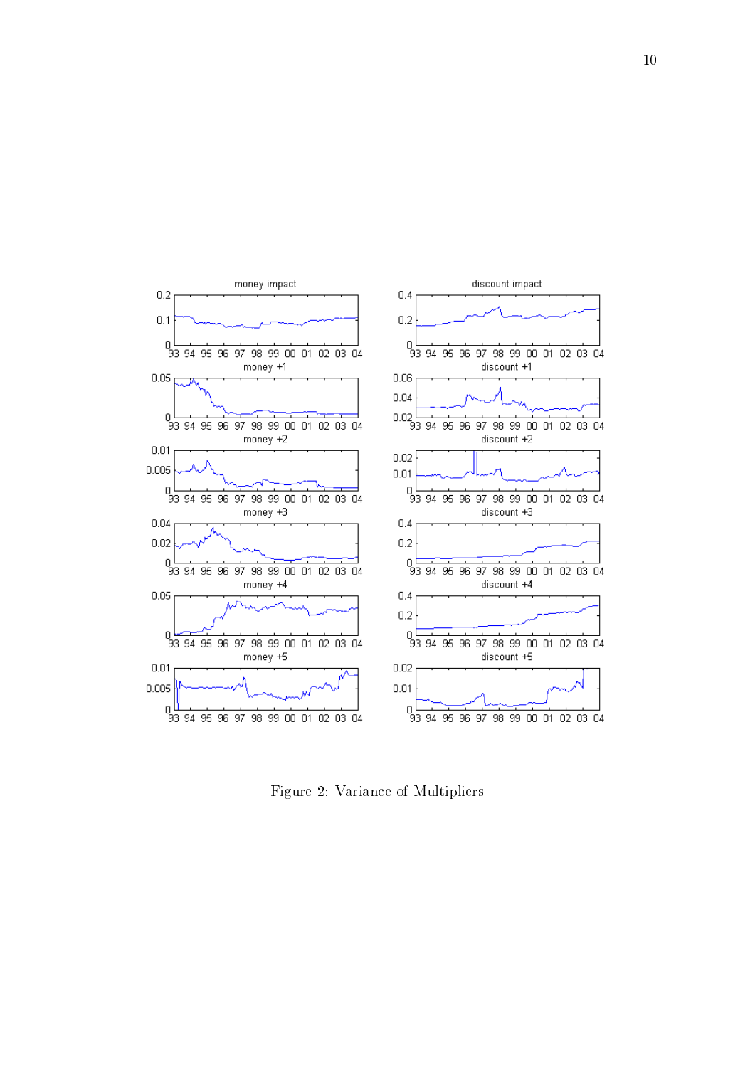Figure 2: Variance of Multipliers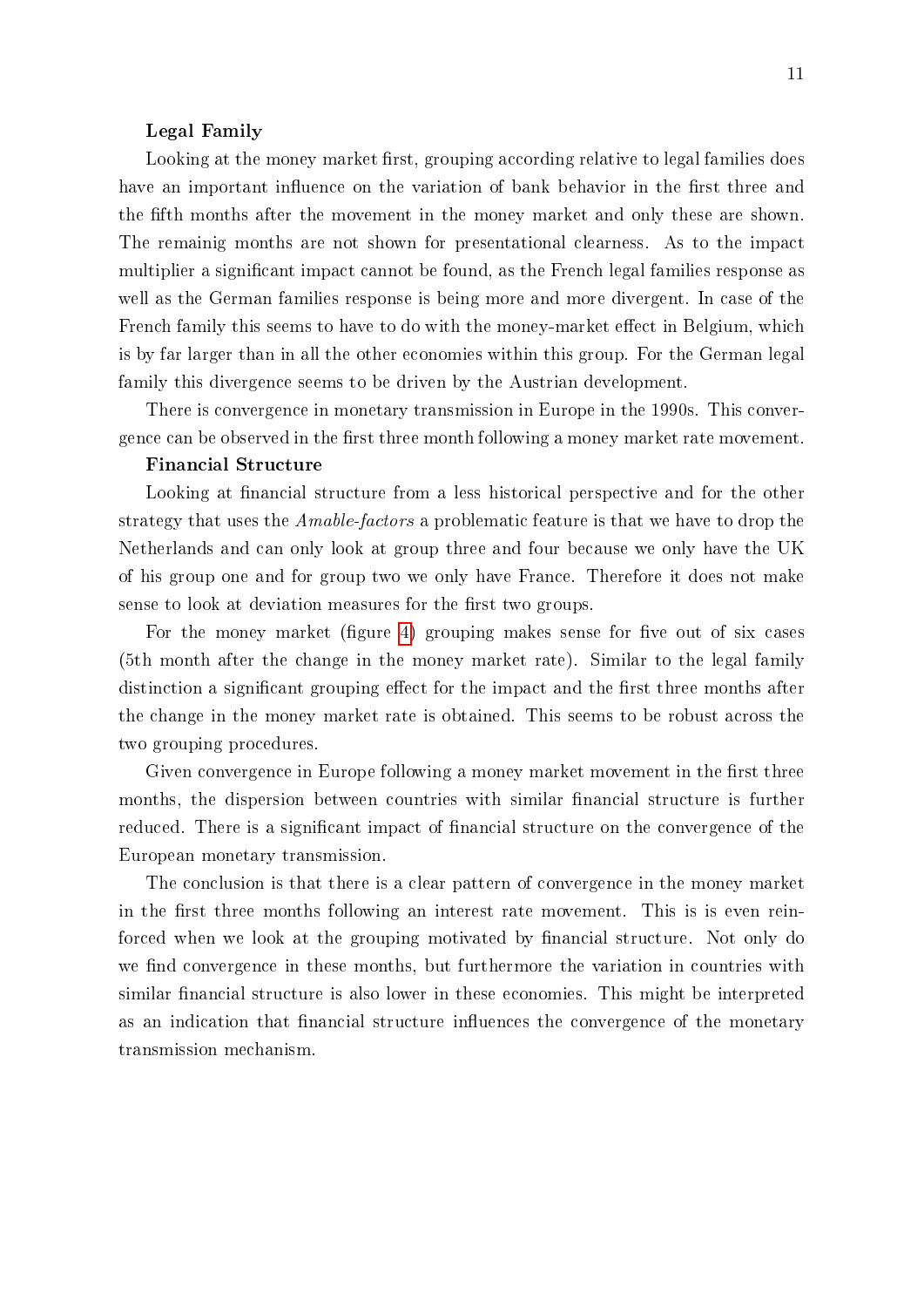**Legal Family**

Looking at the money market first, grouping according relative to legal families does have an important influence on the variation of bank behavior in the first three and the fifth months after the movement in the money market and only these are shown. The remainig months are not shown for presentational clearness. As to the impact multiplier a significant impact cannot be found, as the French legal families response as well as the German families response is being more and more divergent. In case of the French family this seems to have to do with the money-market effect in Belgium, which is by far larger than in all the other economies within this group. For the German legal family this divergence seems to be driven by the Austrian development.

There is convergence in monetary transmission in Europe in the 1990s. This convergence can be observed in the first three month following a money market rate movement.

**Financial Structure**

Looking at financial structure from a less historical perspective and for the other strategy that uses the *Amable-factors* a problematic feature is that we have to drop the Netherlands and can only look at group three and four because we only have the UK of his group one and for group two we only have France. Therefore it does not make sense to look at deviation measures for the first two groups.

For the money market (figure 4) grouping makes sense for five out of six cases (5th month after the change in the money market rate). Similar to the legal family distinction a significant grouping effect for the impact and the first three months after the change in the money market rate is obtained. This seems to be robust across the two grouping procedures.

Given convergence in Europe following a money market movement in the first three months, the dispersion between countries with similar financial structure is further reduced. There is a significant impact of financial structure on the convergence of the European monetary transmission.

The conclusion is that there is a clear pattern of convergence in the money market in the first three months following an interest rate movement. This is is even reinforced when we look at the grouping motivated by financial structure. Not only do we find convergence in these months, but furthermore the variation in countries with similar financial structure is also lower in these economies. This might be interpreted as an indication that financial structure influences the convergence of the monetary transmission mechanism.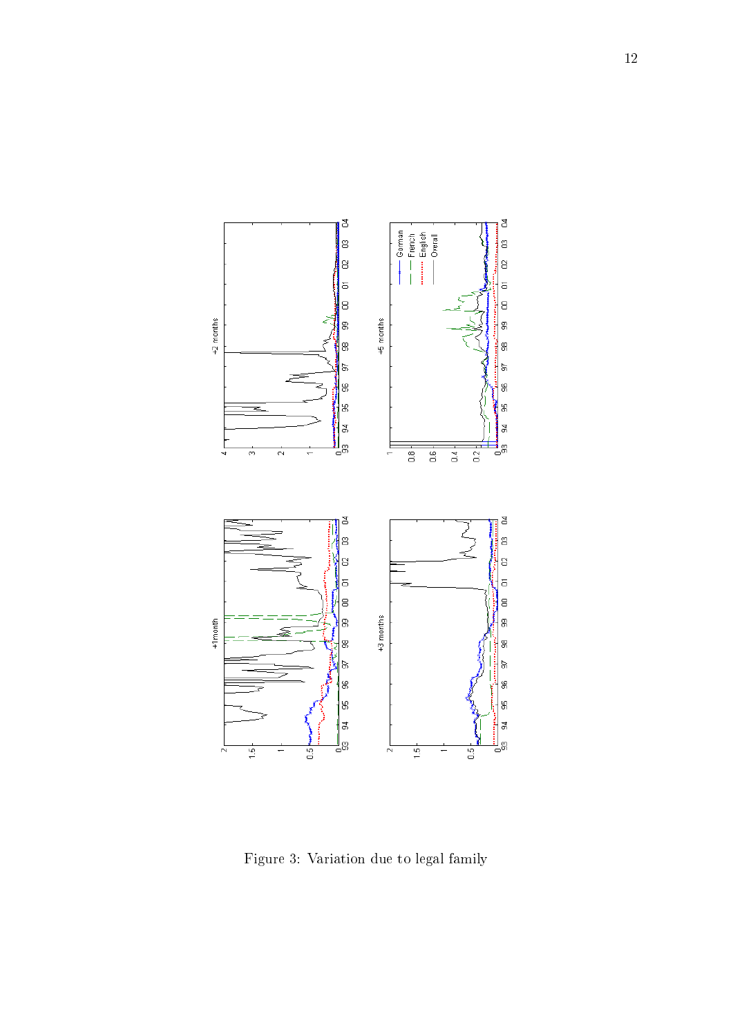Figure 3: Variation due to legal family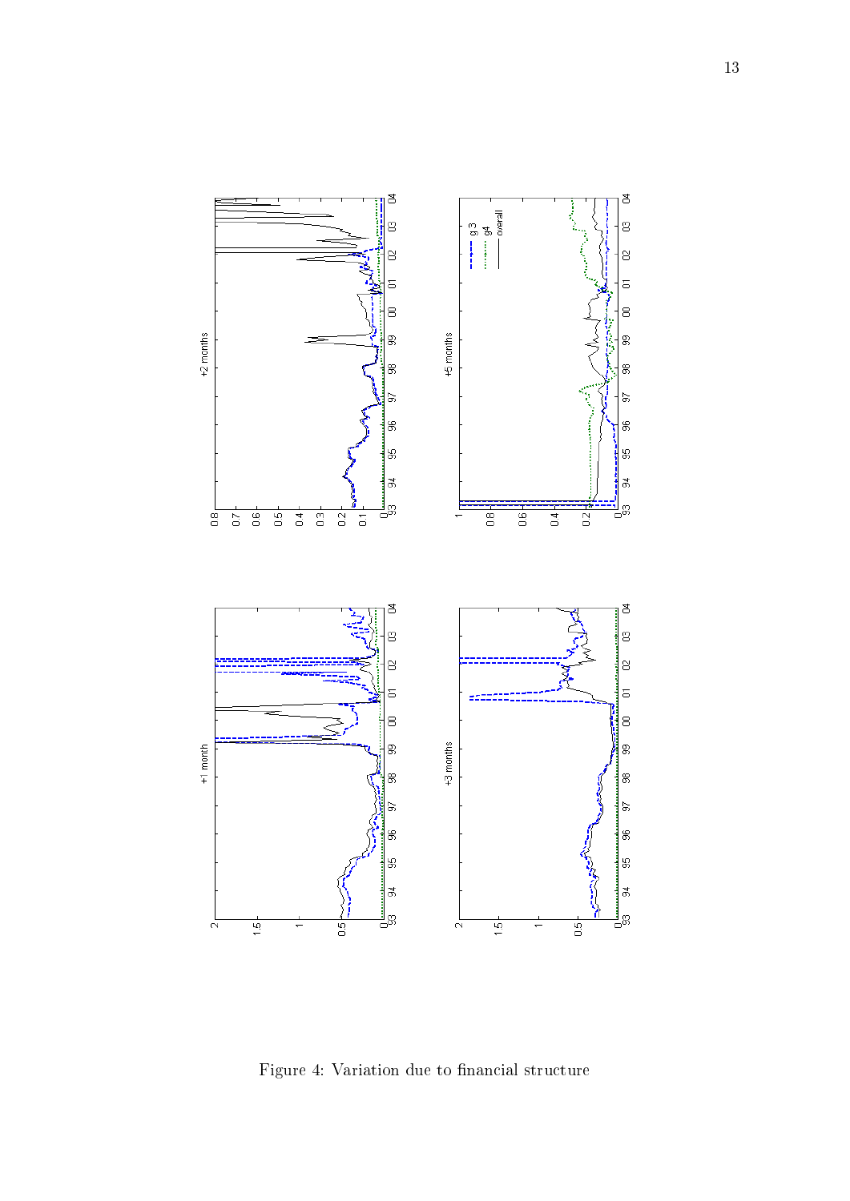Figure 4: Variation due to financial structure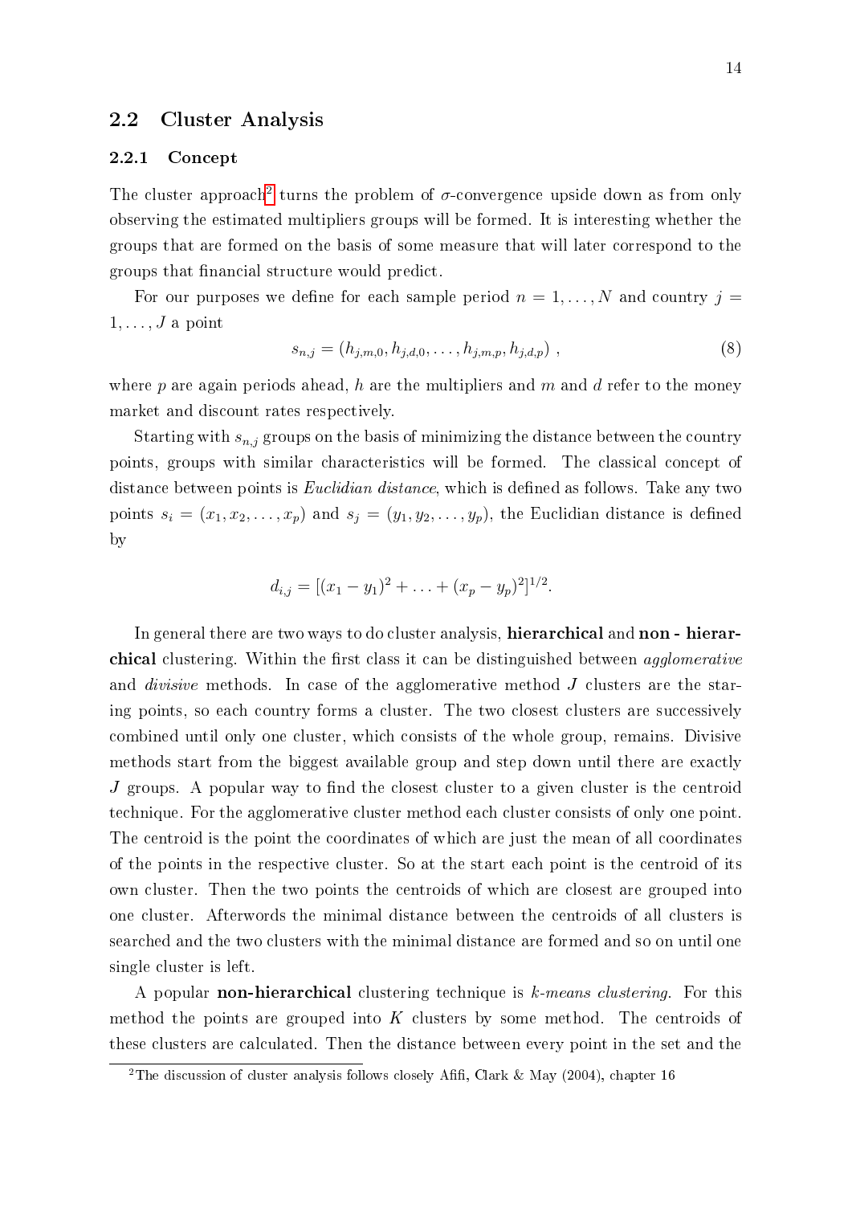## 2.2 Cluster Analysis

### 2.2.1 Concept

The cluster approach[2] turns the problem of $\sigma$-convergence upside down as from only observing the estimated multipliers groups will be formed. It is interesting whether the groups that are formed on the basis of some measure that will later correspond to the groups that financial structure would predict.

For our purposes we define for each sample period $n = 1, \ldots, N$ and country $j = 1, \ldots, J$ a point

$$s_{n,j} = (h_{j,m,0}, h_{j,d,0}, \ldots, h_{j,m,p}, h_{j,d,p}) \ , \tag{8}$$

where $p$ are again periods ahead, $h$ are the multipliers and $m$ and $d$ refer to the money market and discount rates respectively.

Starting with $s_{n,j}$ groups on the basis of minimizing the distance between the country points, groups with similar characteristics will be formed. The classical concept of distance between points is *Euclidian distance*, which is defined as follows. Take any two points $s_i = (x_1, x_2, \ldots, x_p)$ and $s_j = (y_1, y_2, \ldots, y_p)$, the Euclidian distance is defined by

$$d_{i,j} = [(x_1 - y_1)^2 + \ldots + (x_p - y_p)^2]^{1/2}.$$

In general there are two ways to do cluster analysis, **hierarchical** and **non - hierarchical** clustering. Within the first class it can be distinguished between *agglomerative* and *divisive* methods. In case of the agglomerative method $J$ clusters are the staring points, so each country forms a cluster. The two closest clusters are successively combined until only one cluster, which consists of the whole group, remains. Divisive methods start from the biggest available group and step down until there are exactly $J$ groups. A popular way to find the closest cluster to a given cluster is the centroid technique. For the agglomerative cluster method each cluster consists of only one point. The centroid is the point the coordinates of which are just the mean of all coordinates of the points in the respective cluster. So at the start each point is the centroid of its own cluster. Then the two points the centroids of which are closest are grouped into one cluster. Afterwords the minimal distance between the centroids of all clusters is searched and the two clusters with the minimal distance are formed and so on until one single cluster is left.

A popular **non-hierarchical** clustering technique is *k-means clustering*. For this method the points are grouped into $K$ clusters by some method. The centroids of these clusters are calculated. Then the distance between every point in the set and the

[2] The discussion of cluster analysis follows closely Afifi, Clark & May (2004), chapter 16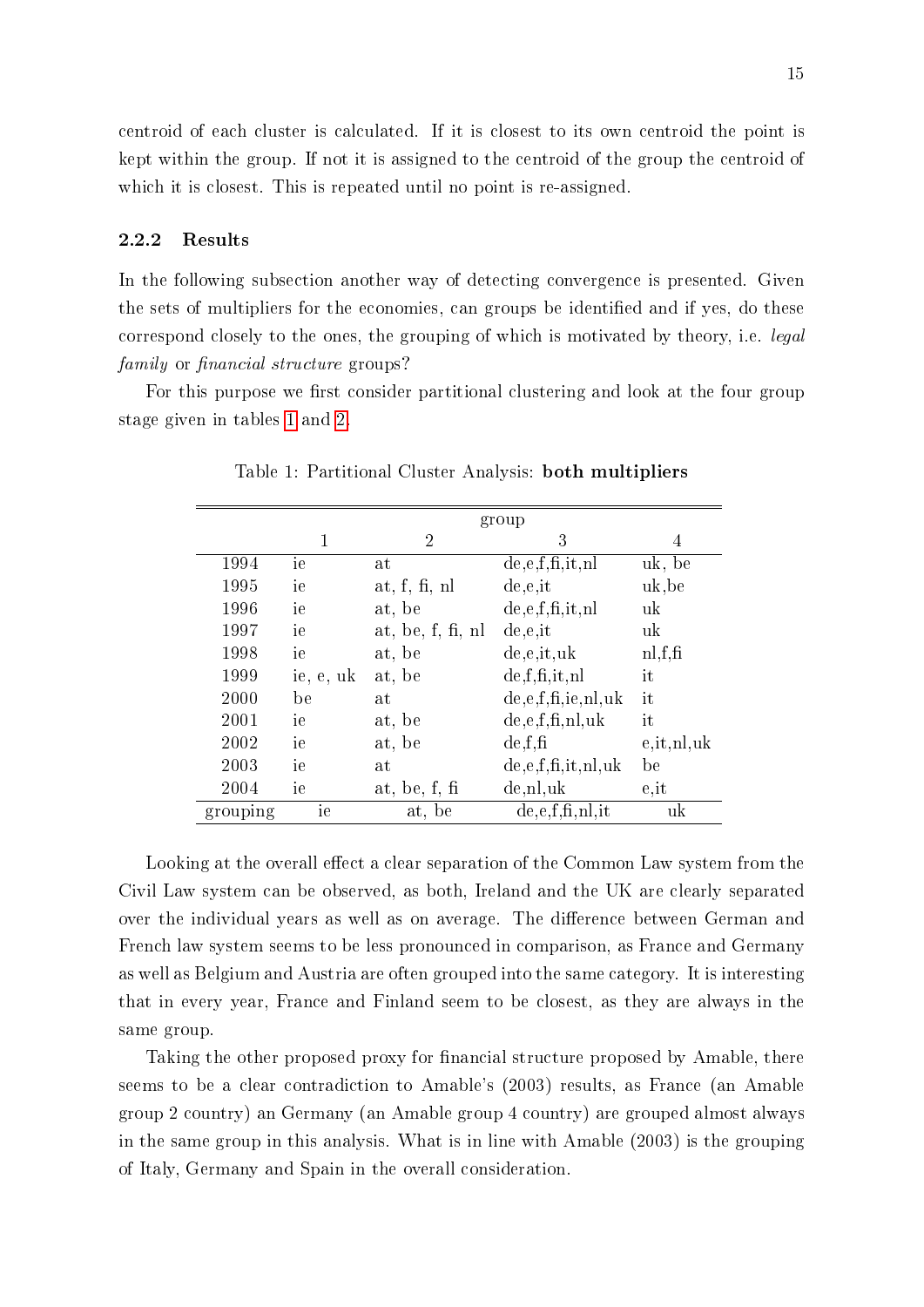centroid of each cluster is calculated. If it is closest to its own centroid the point is kept within the group. If not it is assigned to the centroid of the group the centroid of which it is closest. This is repeated until no point is re-assigned.

### 2.2.2 Results

In the following subsection another way of detecting convergence is presented. Given the sets of multipliers for the economies, can groups be identified and if yes, do these correspond closely to the ones, the grouping of which is motivated by theory, i.e. *legal family* or *financial structure* groups?

For this purpose we first consider partitional clustering and look at the four group stage given in tables 1 and 2.

Table 1: Partitional Cluster Analysis: **both multipliers**

| | group | | | |
|---|---|---|---|---|
| | 1 | 2 | 3 | 4 |
| 1994 | ie | at | de,e,f,fi,it,nl | uk, be |
| 1995 | ie | at, f, fi, nl | de,e,it | uk,be |
| 1996 | ie | at, be | de,e,f,fi,it,nl | uk |
| 1997 | ie | at, be, f, fi, nl | de,e,it | uk |
| 1998 | ie | at, be | de,e,it,uk | nl,f,fi |
| 1999 | ie, e, uk | at, be | de,f,fi,it,nl | it |
| 2000 | be | at | de,e,f,fi,ie,nl,uk | it |
| 2001 | ie | at, be | de,e,f,fi,nl,uk | it |
| 2002 | ie | at, be | de,f,fi | e,it,nl,uk |
| 2003 | ie | at | de,e,f,fi,it,nl,uk | be |
| 2004 | ie | at, be, f, fi | de,nl,uk | e,it |
| grouping | ie | at, be | de,e,f,fi,nl,it | uk |

Looking at the overall effect a clear separation of the Common Law system from the Civil Law system can be observed, as both, Ireland and the UK are clearly separated over the individual years as well as on average. The difference between German and French law system seems to be less pronounced in comparison, as France and Germany as well as Belgium and Austria are often grouped into the same category. It is interesting that in every year, France and Finland seem to be closest, as they are always in the same group.

Taking the other proposed proxy for financial structure proposed by Amable, there seems to be a clear contradiction to Amable's (2003) results, as France (an Amable group 2 country) an Germany (an Amable group 4 country) are grouped almost always in the same group in this analysis. What is in line with Amable (2003) is the grouping of Italy, Germany and Spain in the overall consideration.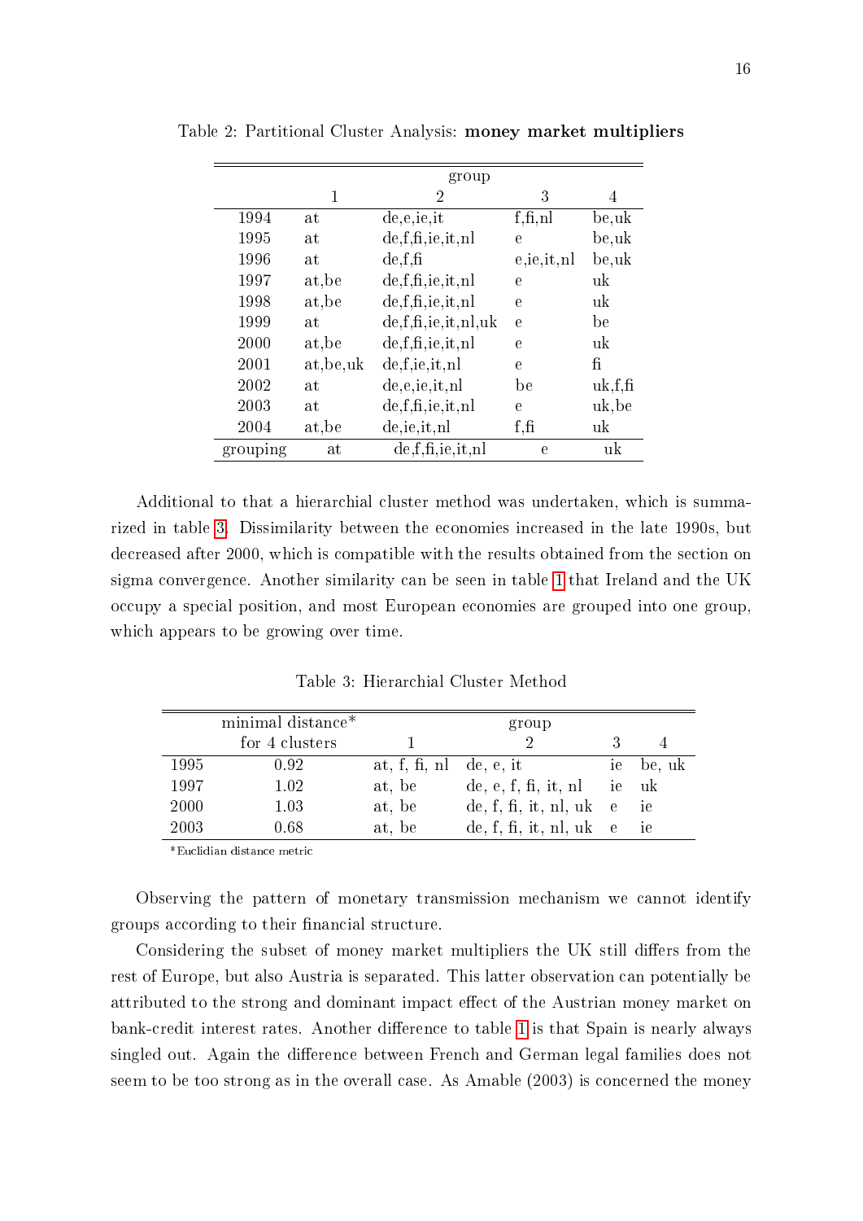Table 2: Partitional Cluster Analysis: **money market multipliers**

| | group | | | |
|---|---|---|---|---|
| | 1 | 2 | 3 | 4 |
| 1994 | at | de,e,ie,it | f,fi,nl | be,uk |
| 1995 | at | de,f,fi,ie,it,nl | e | be,uk |
| 1996 | at | de,f,fi | e,ie,it,nl | be,uk |
| 1997 | at,be | de,f,fi,ie,it,nl | e | uk |
| 1998 | at,be | de,f,fi,ie,it,nl | e | uk |
| 1999 | at | de,f,fi,ie,it,nl,uk | e | be |
| 2000 | at,be | de,f,fi,ie,it,nl | e | uk |
| 2001 | at,be,uk | de,f,ie,it,nl | e | fi |
| 2002 | at | de,e,ie,it,nl | be | uk,f,fi |
| 2003 | at | de,f,fi,ie,it,nl | e | uk,be |
| 2004 | at,be | de,ie,it,nl | f,fi | uk |
| grouping | at | de,f,fi,ie,it,nl | e | uk |

Additional to that a hierarchial cluster method was undertaken, which is summarized in table 3. Dissimilarity between the economies increased in the late 1990s, but decreased after 2000, which is compatible with the results obtained from the section on sigma convergence. Another similarity can be seen in table 1 that Ireland and the UK occupy a special position, and most European economies are grouped into one group, which appears to be growing over time.

Table 3: Hierarchial Cluster Method

| | minimal distance* for 4 clusters | group | | | |
|---|---|---|---|---|---|
| | | 1 | 2 | 3 | 4 |
| 1995 | 0.92 | at, f, fi, nl | de, e, it | ie | be, uk |
| 1997 | 1.02 | at, be | de, e, f, fi, it, nl | ie | uk |
| 2000 | 1.03 | at, be | de, f, fi, it, nl, uk | e | ie |
| 2003 | 0.68 | at, be | de, f, fi, it, nl, uk | e | ie |

*Euclidian distance metric

Observing the pattern of monetary transmission mechanism we cannot identify groups according to their financial structure.

Considering the subset of money market multipliers the UK still differs from the rest of Europe, but also Austria is separated. This latter observation can potentially be attributed to the strong and dominant impact effect of the Austrian money market on bank-credit interest rates. Another difference to table 1 is that Spain is nearly always singled out. Again the difference between French and German legal families does not seem to be too strong as in the overall case. As Amable (2003) is concerned the money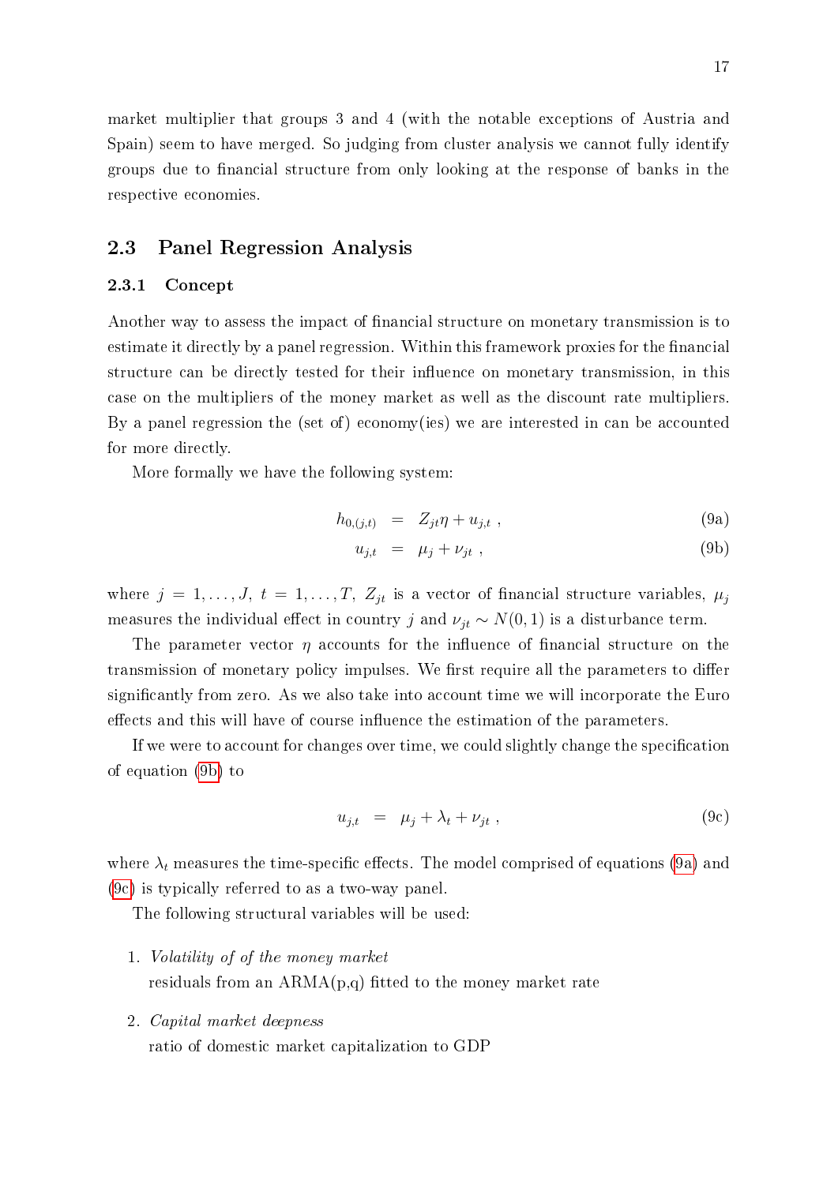market multiplier that groups 3 and 4 (with the notable exceptions of Austria and Spain) seem to have merged. So judging from cluster analysis we cannot fully identify groups due to financial structure from only looking at the response of banks in the respective economies.

## 2.3 Panel Regression Analysis

### 2.3.1 Concept

Another way to assess the impact of financial structure on monetary transmission is to estimate it directly by a panel regression. Within this framework proxies for the financial structure can be directly tested for their influence on monetary transmission, in this case on the multipliers of the money market as well as the discount rate multipliers. By a panel regression the (set of) economy(ies) we are interested in can be accounted for more directly.

More formally we have the following system:

$$h_{0,(j,t)} = Z_{jt}\eta + u_{j,t} , \tag{9a}$$

$$u_{j,t} = \mu_j + \nu_{jt} , \tag{9b}$$

where $j = 1, \ldots, J$, $t = 1, \ldots, T$, $Z_{jt}$ is a vector of financial structure variables, $\mu_j$ measures the individual effect in country $j$ and $\nu_{jt} \sim N(0, 1)$ is a disturbance term.

The parameter vector $\eta$ accounts for the influence of financial structure on the transmission of monetary policy impulses. We first require all the parameters to differ significantly from zero. As we also take into account time we will incorporate the Euro effects and this will have of course influence the estimation of the parameters.

If we were to account for changes over time, we could slightly change the specification of equation (9b) to

$$u_{j,t} = \mu_j + \lambda_t + \nu_{jt} , \tag{9c}$$

where $\lambda_t$ measures the time-specific effects. The model comprised of equations (9a) and (9c) is typically referred to as a two-way panel.

The following structural variables will be used:

1. *Volatility of of the money market*
   residuals from an ARMA(p,q) fitted to the money market rate
2. *Capital market deepness*
   ratio of domestic market capitalization to GDP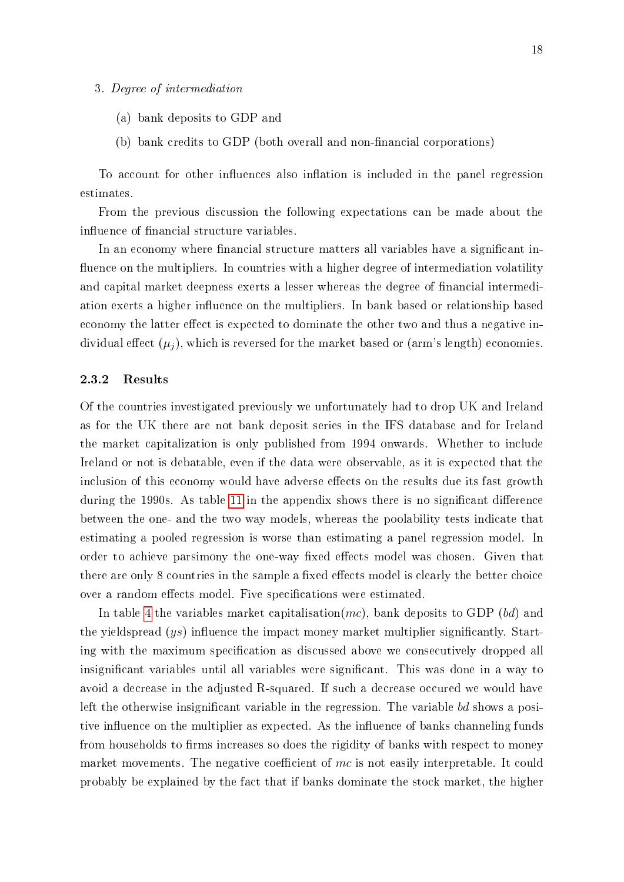3. *Degree of intermediation*

   (a) bank deposits to GDP and

   (b) bank credits to GDP (both overall and non-financial corporations)

To account for other influences also inflation is included in the panel regression estimates.

From the previous discussion the following expectations can be made about the influence of financial structure variables.

In an economy where financial structure matters all variables have a significant influence on the multipliers. In countries with a higher degree of intermediation volatility and capital market deepness exerts a lesser whereas the degree of financial intermediation exerts a higher influence on the multipliers. In bank based or relationship based economy the latter effect is expected to dominate the other two and thus a negative individual effect ($\mu_j$), which is reversed for the market based or (arm's length) economies.

### 2.3.2 Results

Of the countries investigated previously we unfortunately had to drop UK and Ireland as for the UK there are not bank deposit series in the IFS database and for Ireland the market capitalization is only published from 1994 onwards. Whether to include Ireland or not is debatable, even if the data were observable, as it is expected that the inclusion of this economy would have adverse effects on the results due its fast growth during the 1990s. As table 11 in the appendix shows there is no significant difference between the one- and the two way models, whereas the poolability tests indicate that estimating a pooled regression is worse than estimating a panel regression model. In order to achieve parsimony the one-way fixed effects model was chosen. Given that there are only 8 countries in the sample a fixed effects model is clearly the better choice over a random effects model. Five specifications were estimated.

In table 4 the variables market capitalisation($mc$), bank deposits to GDP ($bd$) and the yieldspread ($ys$) influence the impact money market multiplier significantly. Starting with the maximum specification as discussed above we consecutively dropped all insignificant variables until all variables were significant. This was done in a way to avoid a decrease in the adjusted R-squared. If such a decrease occured we would have left the otherwise insignificant variable in the regression. The variable $bd$ shows a positive influence on the multiplier as expected. As the influence of banks channeling funds from households to firms increases so does the rigidity of banks with respect to money market movements. The negative coefficient of $mc$ is not easily interpretable. It could probably be explained by the fact that if banks dominate the stock market, the higher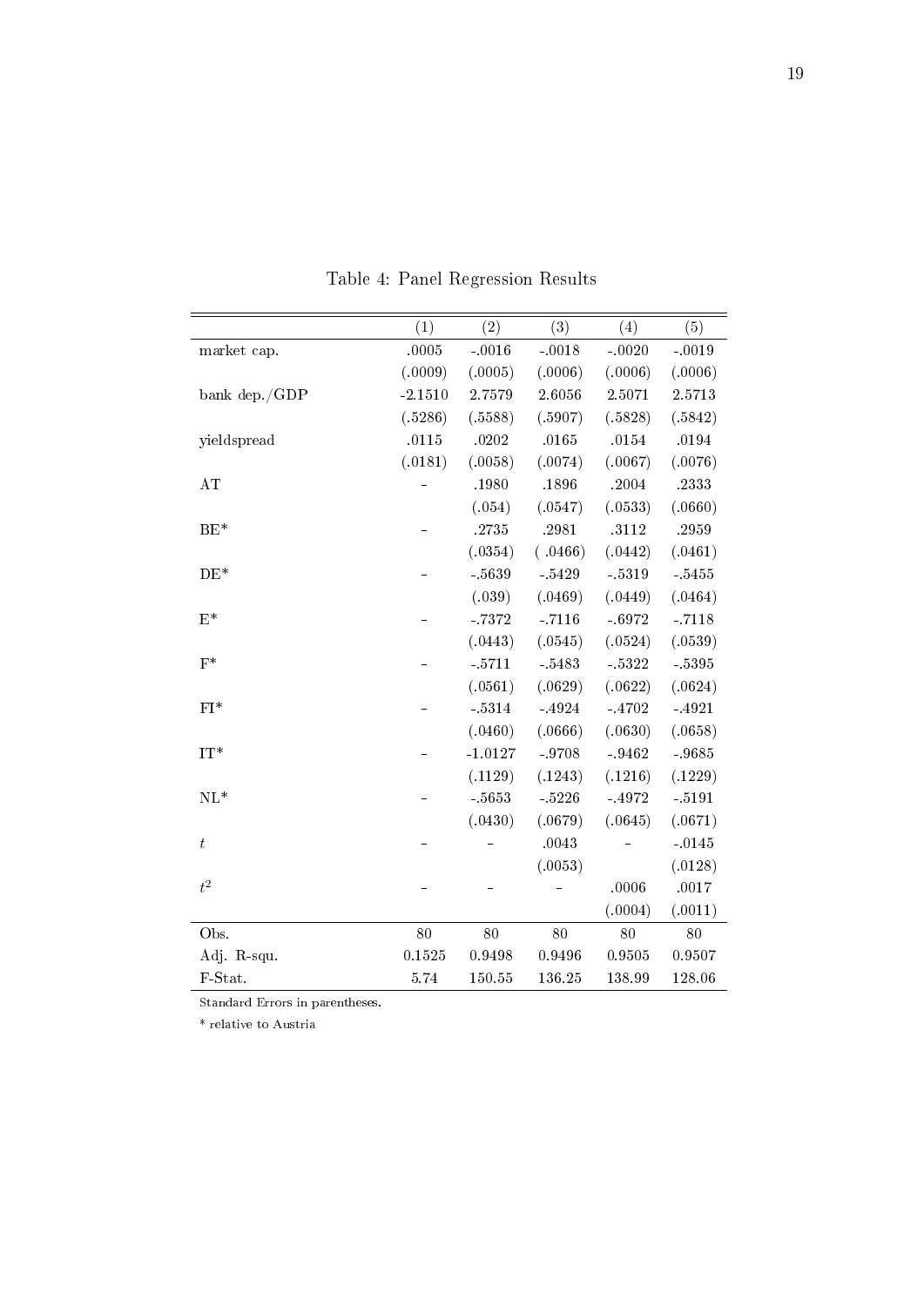Table 4: Panel Regression Results

| | (1) | (2) | (3) | (4) | (5) |
|---|---|---|---|---|---|
| market cap. | .0005 | -.0016 | -.0018 | -.0020 | -.0019 |
| | (.0009) | (.0005) | (.0006) | (.0006) | (.0006) |
| bank dep./GDP | -2.1510 | 2.7579 | 2.6056 | 2.5071 | 2.5713 |
| | (.5286) | (.5588) | (.5907) | (.5828) | (.5842) |
| yieldspread | .0115 | .0202 | .0165 | .0154 | .0194 |
| | (.0181) | (.0058) | (.0074) | (.0067) | (.0076) |
| AT | - | .1980 | .1896 | .2004 | .2333 |
| | | (.054) | (.0547) | (.0533) | (.0660) |
| BE* | - | .2735 | .2981 | .3112 | .2959 |
| | | (.0354) | ( .0466) | (.0442) | (.0461) |
| DE* | - | -.5639 | -.5429 | -.5319 | -.5455 |
| | | (.039) | (.0469) | (.0449) | (.0464) |
| E* | - | -.7372 | -.7116 | -.6972 | -.7118 |
| | | (.0443) | (.0545) | (.0524) | (.0539) |
| F* | - | -.5711 | -.5483 | -.5322 | -.5395 |
| | | (.0561) | (.0629) | (.0622) | (.0624) |
| FI* | - | -.5314 | -.4924 | -.4702 | -.4921 |
| | | (.0460) | (.0666) | (.0630) | (.0658) |
| IT* | - | -1.0127 | -.9708 | -.9462 | -.9685 |
| | | (.1129) | (.1243) | (.1216) | (.1229) |
| NL* | - | -.5653 | -.5226 | -.4972 | -.5191 |
| | | (.0430) | (.0679) | (.0645) | (.0671) |
| $t$ | - | - | .0043 | - | -.0145 |
| | | | (.0053) | | (.0128) |
| $t^2$ | - | - | - | .0006 | .0017 |
| | | | | (.0004) | (.0011) |
| Obs. | 80 | 80 | 80 | 80 | 80 |
| Adj. R-squ. | 0.1525 | 0.9498 | 0.9496 | 0.9505 | 0.9507 |
| F-Stat. | 5.74 | 150.55 | 136.25 | 138.99 | 128.06 |

Standard Errors in parentheses.

\* relative to Austria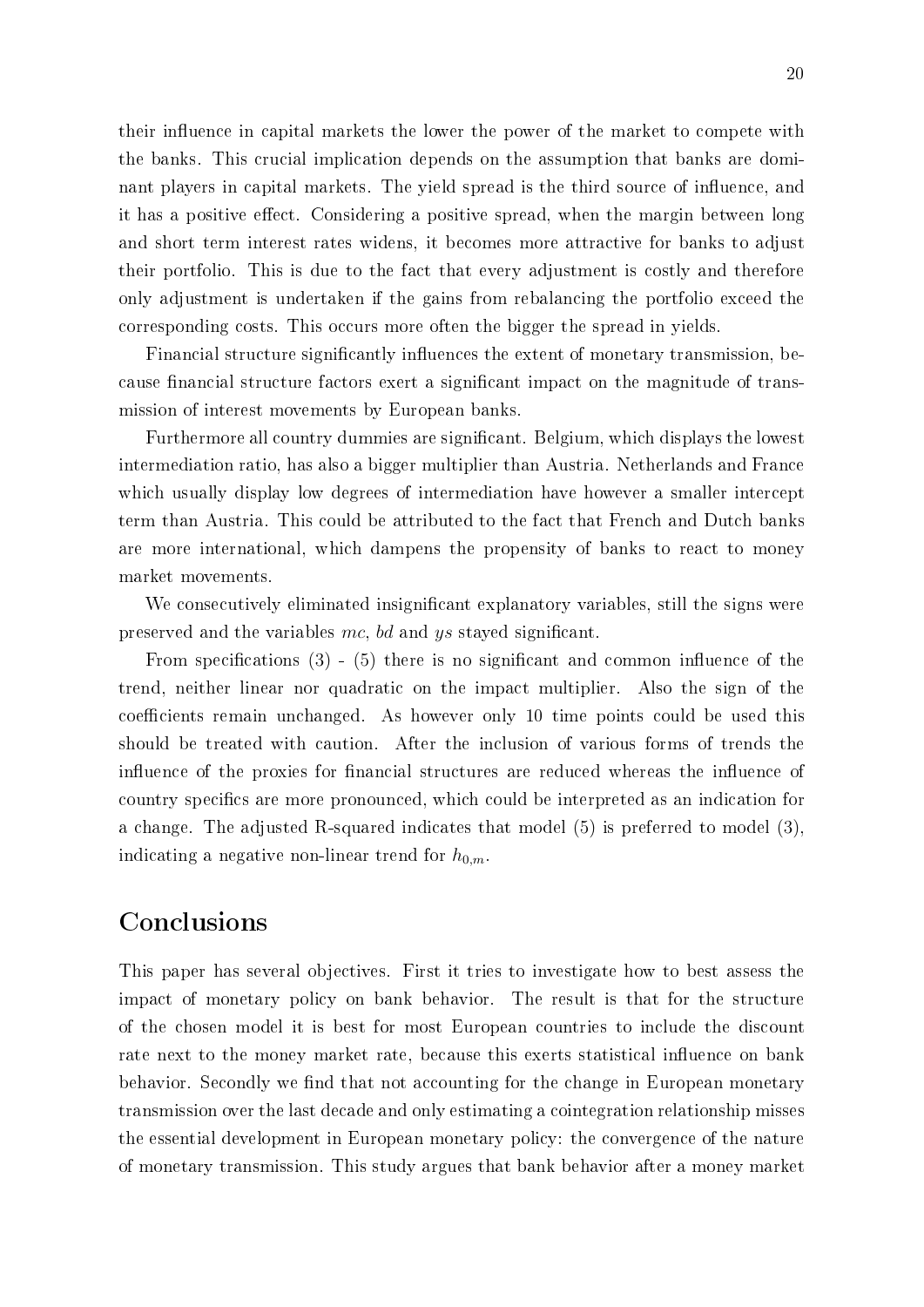their influence in capital markets the lower the power of the market to compete with the banks. This crucial implication depends on the assumption that banks are dominant players in capital markets. The yield spread is the third source of influence, and it has a positive effect. Considering a positive spread, when the margin between long and short term interest rates widens, it becomes more attractive for banks to adjust their portfolio. This is due to the fact that every adjustment is costly and therefore only adjustment is undertaken if the gains from rebalancing the portfolio exceed the corresponding costs. This occurs more often the bigger the spread in yields.

Financial structure significantly influences the extent of monetary transmission, because financial structure factors exert a significant impact on the magnitude of transmission of interest movements by European banks.

Furthermore all country dummies are significant. Belgium, which displays the lowest intermediation ratio, has also a bigger multiplier than Austria. Netherlands and France which usually display low degrees of intermediation have however a smaller intercept term than Austria. This could be attributed to the fact that French and Dutch banks are more international, which dampens the propensity of banks to react to money market movements.

We consecutively eliminated insignificant explanatory variables, still the signs were preserved and the variables *mc*, *bd* and *ys* stayed significant.

From specifications (3) - (5) there is no significant and common influence of the trend, neither linear nor quadratic on the impact multiplier. Also the sign of the coefficients remain unchanged. As however only 10 time points could be used this should be treated with caution. After the inclusion of various forms of trends the influence of the proxies for financial structures are reduced whereas the influence of country specifics are more pronounced, which could be interpreted as an indication for a change. The adjusted R-squared indicates that model (5) is preferred to model (3), indicating a negative non-linear trend for $h_{0,m}$.

## Conclusions

This paper has several objectives. First it tries to investigate how to best assess the impact of monetary policy on bank behavior. The result is that for the structure of the chosen model it is best for most European countries to include the discount rate next to the money market rate, because this exerts statistical influence on bank behavior. Secondly we find that not accounting for the change in European monetary transmission over the last decade and only estimating a cointegration relationship misses the essential development in European monetary policy: the convergence of the nature of monetary transmission. This study argues that bank behavior after a money market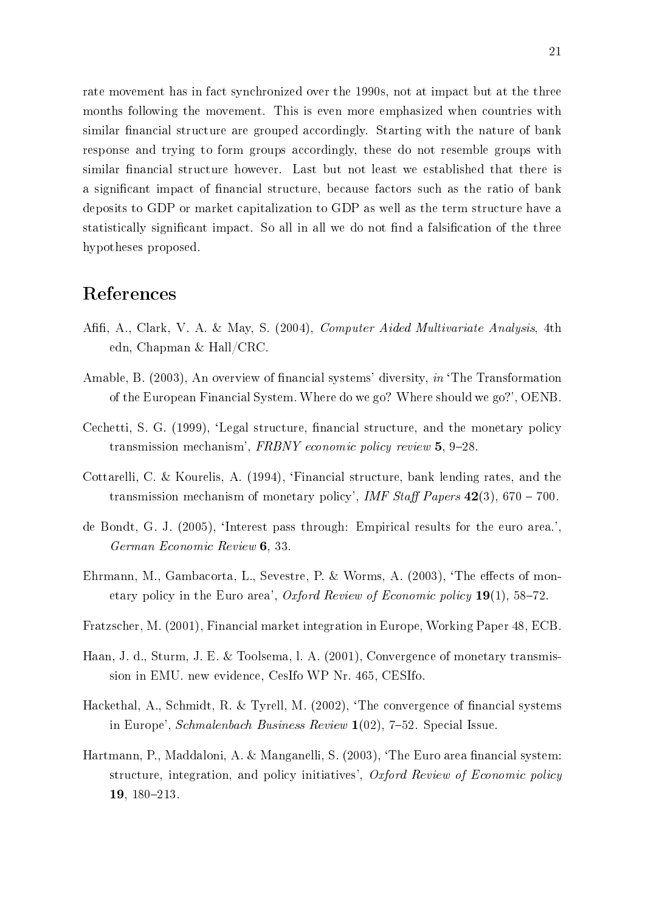rate movement has in fact synchronized over the 1990s, not at impact but at the three months following the movement. This is even more emphasized when countries with similar financial structure are grouped accordingly. Starting with the nature of bank response and trying to form groups accordingly, these do not resemble groups with similar financial structure however. Last but not least we established that there is a significant impact of financial structure, because factors such as the ratio of bank deposits to GDP or market capitalization to GDP as well as the term structure have a statistically significant impact. So all in all we do not find a falsification of the three hypotheses proposed.

# References

Afifi, A., Clark, V. A. & May, S. (2004), *Computer Aided Multivariate Analysis*, 4th edn, Chapman & Hall/CRC.

Amable, B. (2003), An overview of financial systems' diversity, *in* 'The Transformation of the European Financial System. Where do we go? Where should we go?', OENB.

Cechetti, S. G. (1999), 'Legal structure, financial structure, and the monetary policy transmission mechanism', *FRBNY economic policy review* **5**, 9–28.

Cottarelli, C. & Kourelis, A. (1994), 'Financial structure, bank lending rates, and the transmission mechanism of monetary policy', *IMF Staff Papers* **42**(3), 670 – 700.

de Bondt, G. J. (2005), 'Interest pass through: Empirical results for the euro area.', *German Economic Review* **6**, 33.

Ehrmann, M., Gambacorta, L., Sevestre, P. & Worms, A. (2003), 'The effects of monetary policy in the Euro area', *Oxford Review of Economic policy* **19**(1), 58–72.

Fratzscher, M. (2001), Financial market integration in Europe, Working Paper 48, ECB.

Haan, J. d., Sturm, J. E. & Toolsema, l. A. (2001), Convergence of monetary transmission in EMU. new evidence, CesIfo WP Nr. 465, CESIfo.

Hackethal, A., Schmidt, R. & Tyrell, M. (2002), 'The convergence of financial systems in Europe', *Schmalenbach Business Review* **1**(02), 7–52. Special Issue.

Hartmann, P., Maddaloni, A. & Manganelli, S. (2003), 'The Euro area financial system: structure, integration, and policy initiatives', *Oxford Review of Economic policy* **19**, 180–213.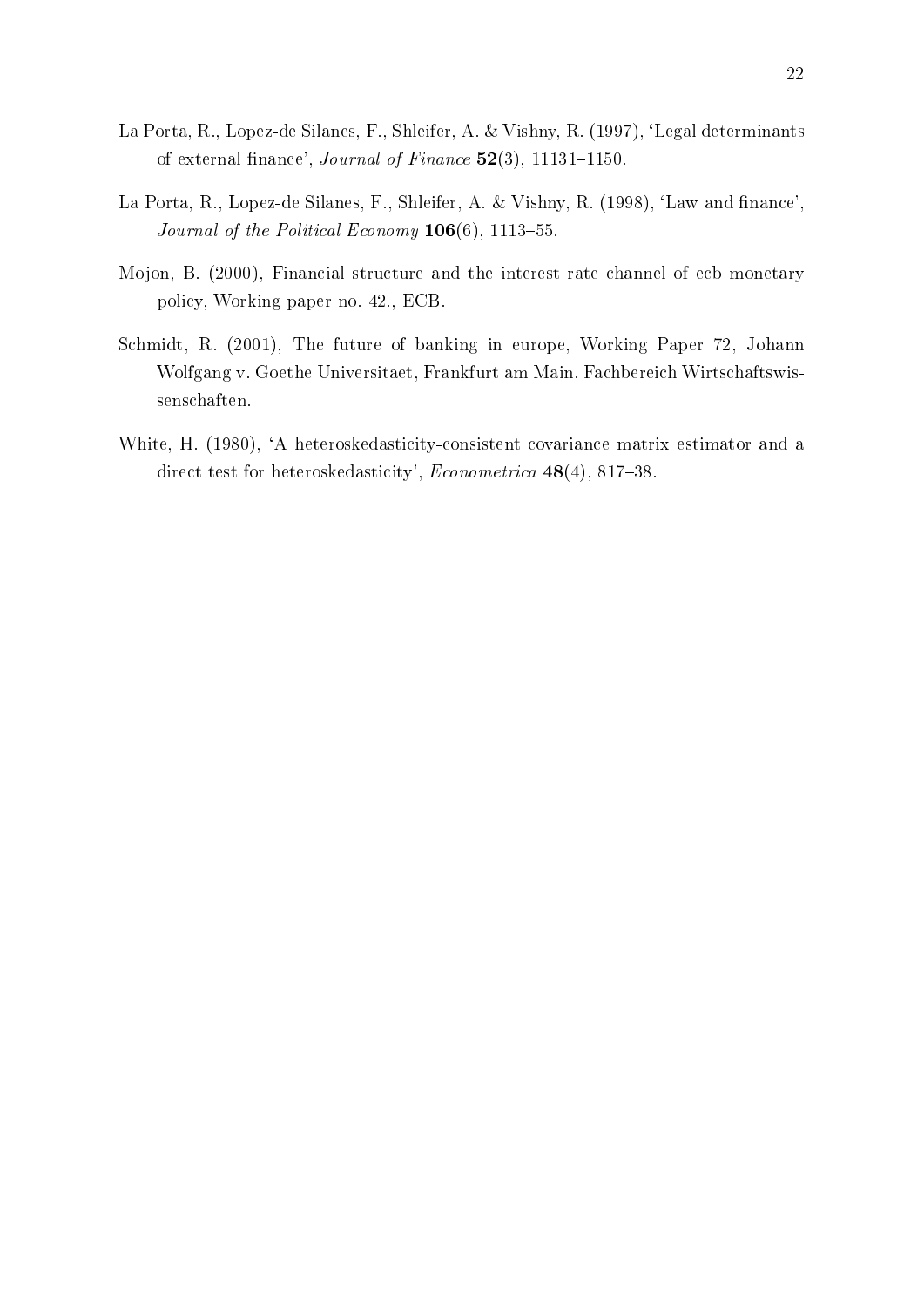La Porta, R., Lopez-de Silanes, F., Shleifer, A. & Vishny, R. (1997), 'Legal determinants of external finance', *Journal of Finance* **52**(3), 11131–1150.

La Porta, R., Lopez-de Silanes, F., Shleifer, A. & Vishny, R. (1998), 'Law and finance', *Journal of the Political Economy* **106**(6), 1113–55.

Mojon, B. (2000), Financial structure and the interest rate channel of ecb monetary policy, Working paper no. 42., ECB.

Schmidt, R. (2001), The future of banking in europe, Working Paper 72, Johann Wolfgang v. Goethe Universitaet, Frankfurt am Main. Fachbereich Wirtschaftswissenschaften.

White, H. (1980), 'A heteroskedasticity-consistent covariance matrix estimator and a direct test for heteroskedasticity', *Econometrica* **48**(4), 817–38.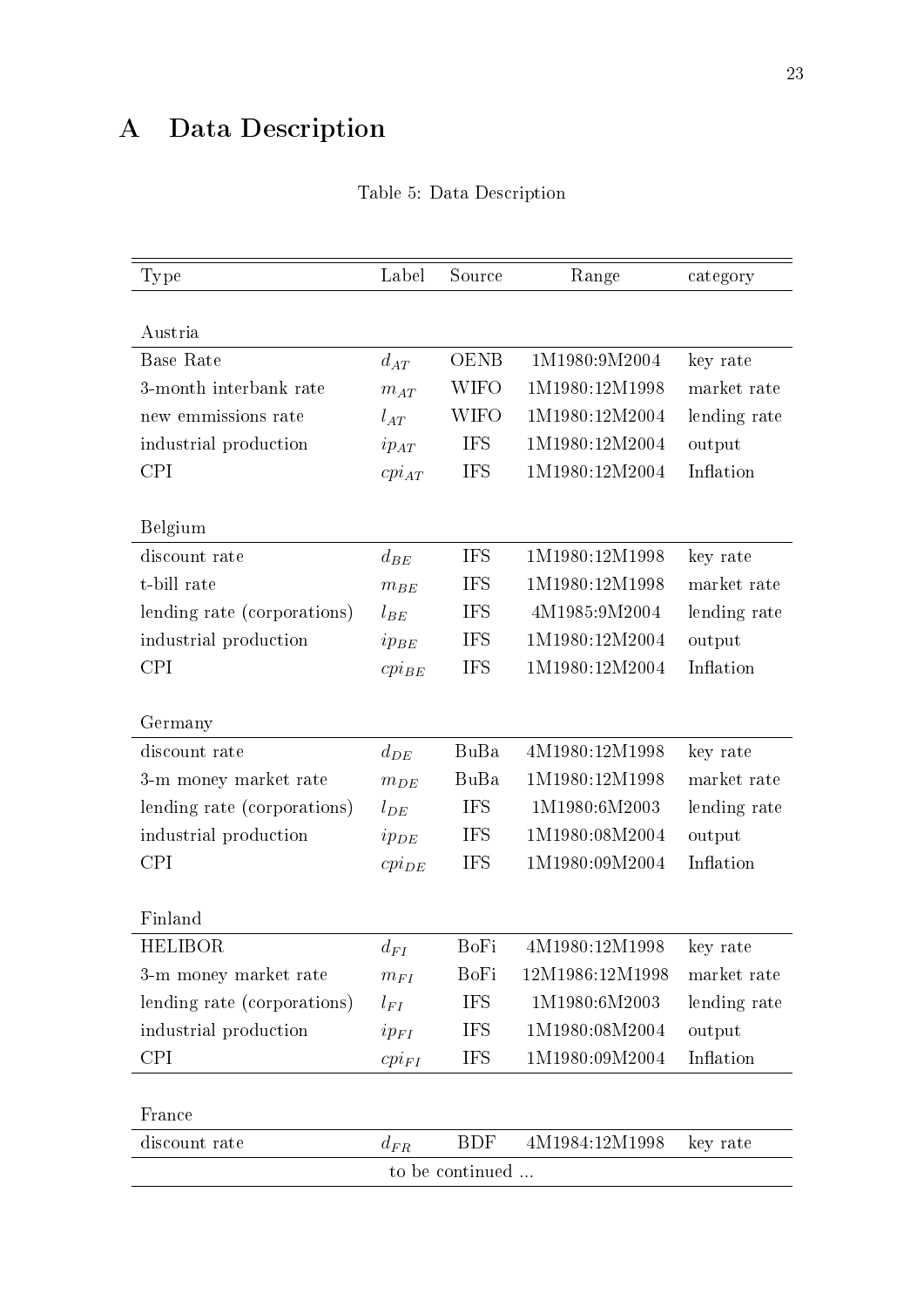# A Data Description

Table 5: Data Description

| Type | Label | Source | Range | category |
|---|---|---|---|---|
| Austria | | | | |
| Base Rate | $d_{AT}$ | OENB | 1M1980:9M2004 | key rate |
| 3-month interbank rate | $m_{AT}$ | WIFO | 1M1980:12M1998 | market rate |
| new emmissions rate | $l_{AT}$ | WIFO | 1M1980:12M2004 | lending rate |
| industrial production | $ip_{AT}$ | IFS | 1M1980:12M2004 | output |
| CPI | $cpi_{AT}$ | IFS | 1M1980:12M2004 | Inflation |
| Belgium | | | | |
| discount rate | $d_{BE}$ | IFS | 1M1980:12M1998 | key rate |
| t-bill rate | $m_{BE}$ | IFS | 1M1980:12M1998 | market rate |
| lending rate (corporations) | $l_{BE}$ | IFS | 4M1985:9M2004 | lending rate |
| industrial production | $ip_{BE}$ | IFS | 1M1980:12M2004 | output |
| CPI | $cpi_{BE}$ | IFS | 1M1980:12M2004 | Inflation |
| Germany | | | | |
| discount rate | $d_{DE}$ | BuBa | 4M1980:12M1998 | key rate |
| 3-m money market rate | $m_{DE}$ | BuBa | 1M1980:12M1998 | market rate |
| lending rate (corporations) | $l_{DE}$ | IFS | 1M1980:6M2003 | lending rate |
| industrial production | $ip_{DE}$ | IFS | 1M1980:08M2004 | output |
| CPI | $cpi_{DE}$ | IFS | 1M1980:09M2004 | Inflation |
| Finland | | | | |
| HELIBOR | $d_{FI}$ | BoFi | 4M1980:12M1998 | key rate |
| 3-m money market rate | $m_{FI}$ | BoFi | 12M1986:12M1998 | market rate |
| lending rate (corporations) | $l_{FI}$ | IFS | 1M1980:6M2003 | lending rate |
| industrial production | $ip_{FI}$ | IFS | 1M1980:08M2004 | output |
| CPI | $cpi_{FI}$ | IFS | 1M1980:09M2004 | Inflation |
| France | | | | |
| discount rate | $d_{FR}$ | BDF | 4M1984:12M1998 | key rate |

to be continued ...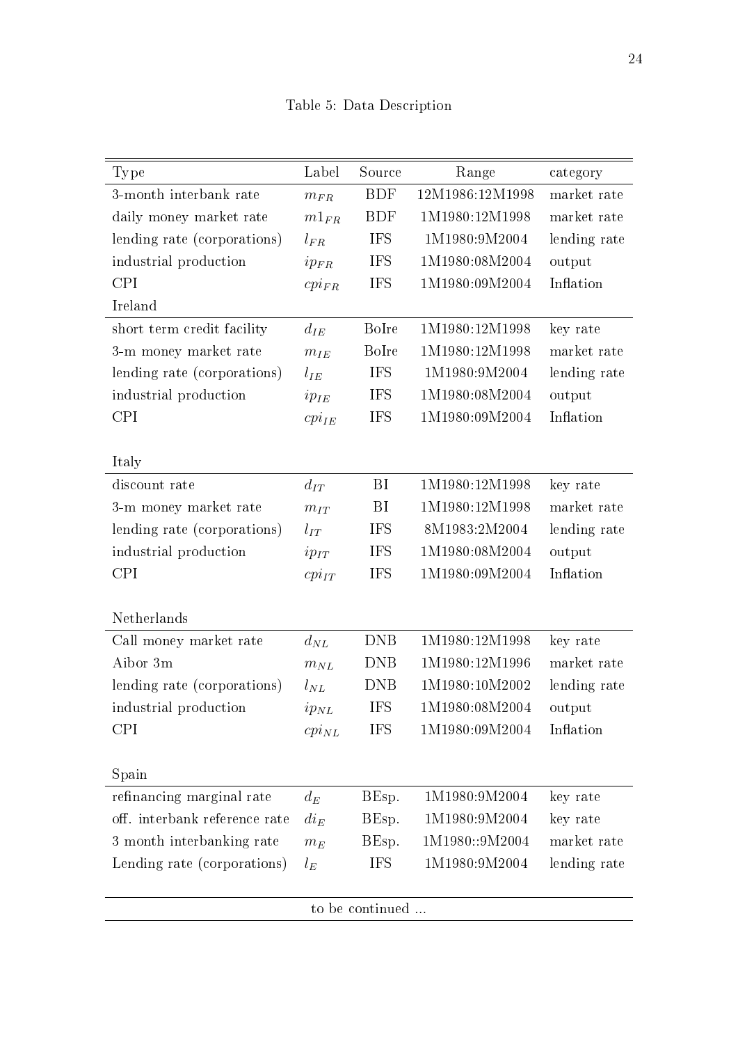Table 5: Data Description

| Type | Label | Source | Range | category |
|---|---|---|---|---|
| 3-month interbank rate | $m_{FR}$ | BDF | 12M1986:12M1998 | market rate |
| daily money market rate | $m1_{FR}$ | BDF | 1M1980:12M1998 | market rate |
| lending rate (corporations) | $l_{FR}$ | IFS | 1M1980:9M2004 | lending rate |
| industrial production | $ip_{FR}$ | IFS | 1M1980:08M2004 | output |
| CPI | $cpi_{FR}$ | IFS | 1M1980:09M2004 | Inflation |
| Ireland | | | | |
| short term credit facility | $d_{IE}$ | BoIre | 1M1980:12M1998 | key rate |
| 3-m money market rate | $m_{IE}$ | BoIre | 1M1980:12M1998 | market rate |
| lending rate (corporations) | $l_{IE}$ | IFS | 1M1980:9M2004 | lending rate |
| industrial production | $ip_{IE}$ | IFS | 1M1980:08M2004 | output |
| CPI | $cpi_{IE}$ | IFS | 1M1980:09M2004 | Inflation |
| Italy | | | | |
| discount rate | $d_{IT}$ | BI | 1M1980:12M1998 | key rate |
| 3-m money market rate | $m_{IT}$ | BI | 1M1980:12M1998 | market rate |
| lending rate (corporations) | $l_{IT}$ | IFS | 8M1983:2M2004 | lending rate |
| industrial production | $ip_{IT}$ | IFS | 1M1980:08M2004 | output |
| CPI | $cpi_{IT}$ | IFS | 1M1980:09M2004 | Inflation |
| Netherlands | | | | |
| Call money market rate | $d_{NL}$ | DNB | 1M1980:12M1998 | key rate |
| Aibor 3m | $m_{NL}$ | DNB | 1M1980:12M1996 | market rate |
| lending rate (corporations) | $l_{NL}$ | DNB | 1M1980:10M2002 | lending rate |
| industrial production | $ip_{NL}$ | IFS | 1M1980:08M2004 | output |
| CPI | $cpi_{NL}$ | IFS | 1M1980:09M2004 | Inflation |
| Spain | | | | |
| refinancing marginal rate | $d_{E}$ | BEsp. | 1M1980:9M2004 | key rate |
| off. interbank reference rate | $di_{E}$ | BEsp. | 1M1980:9M2004 | key rate |
| 3 month interbanking rate | $m_{E}$ | BEsp. | 1M1980::9M2004 | market rate |
| Lending rate (corporations) | $l_{E}$ | IFS | 1M1980:9M2004 | lending rate |

to be continued ...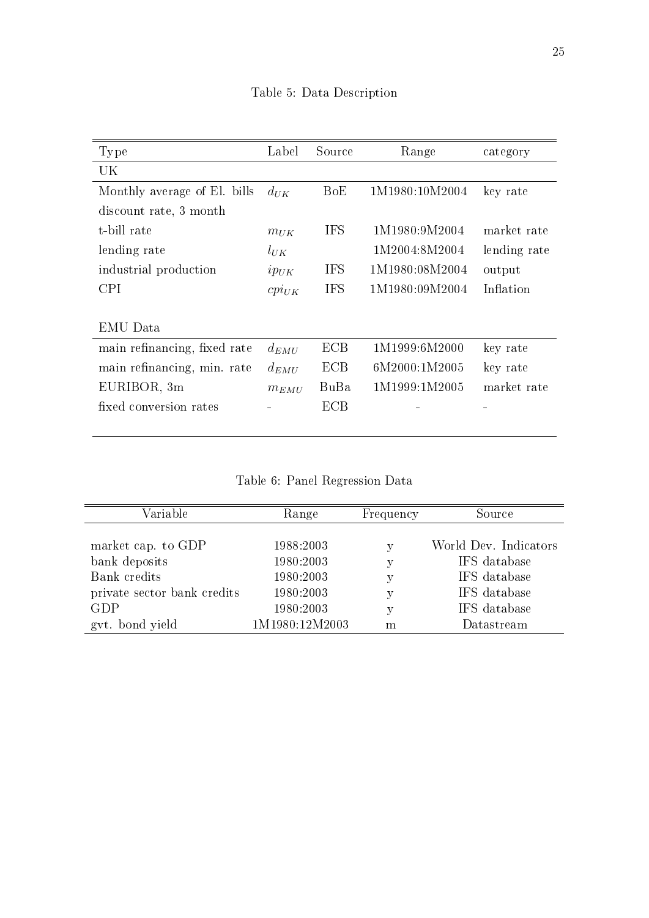Table 5: Data Description

| Type | Label | Source | Range | category |
|---|---|---|---|---|
| UK | | | | |
| Monthly average of El. bills discount rate, 3 month | $d_{UK}$ | BoE | 1M1980:10M2004 | key rate |
| t-bill rate | $m_{UK}$ | IFS | 1M1980:9M2004 | market rate |
| lending rate | $l_{UK}$ | | 1M2004:8M2004 | lending rate |
| industrial production | $ip_{UK}$ | IFS | 1M1980:08M2004 | output |
| CPI | $cpi_{UK}$ | IFS | 1M1980:09M2004 | Inflation |
| EMU Data | | | | |
| main refinancing, fixed rate | $d_{EMU}$ | ECB | 1M1999:6M2000 | key rate |
| main refinancing, min. rate | $d_{EMU}$ | ECB | 6M2000:1M2005 | key rate |
| EURIBOR, 3m | $m_{EMU}$ | BuBa | 1M1999:1M2005 | market rate |
| fixed conversion rates | - | ECB | - | - |

Table 6: Panel Regression Data

| Variable | Range | Frequency | Source |
|---|---|---|---|
| market cap. to GDP | 1988:2003 | y | World Dev. Indicators |
| bank deposits | 1980:2003 | y | IFS database |
| Bank credits | 1980:2003 | y | IFS database |
| private sector bank credits | 1980:2003 | y | IFS database |
| GDP | 1980:2003 | y | IFS database |
| gvt. bond yield | 1M1980:12M2003 | m | Datastream |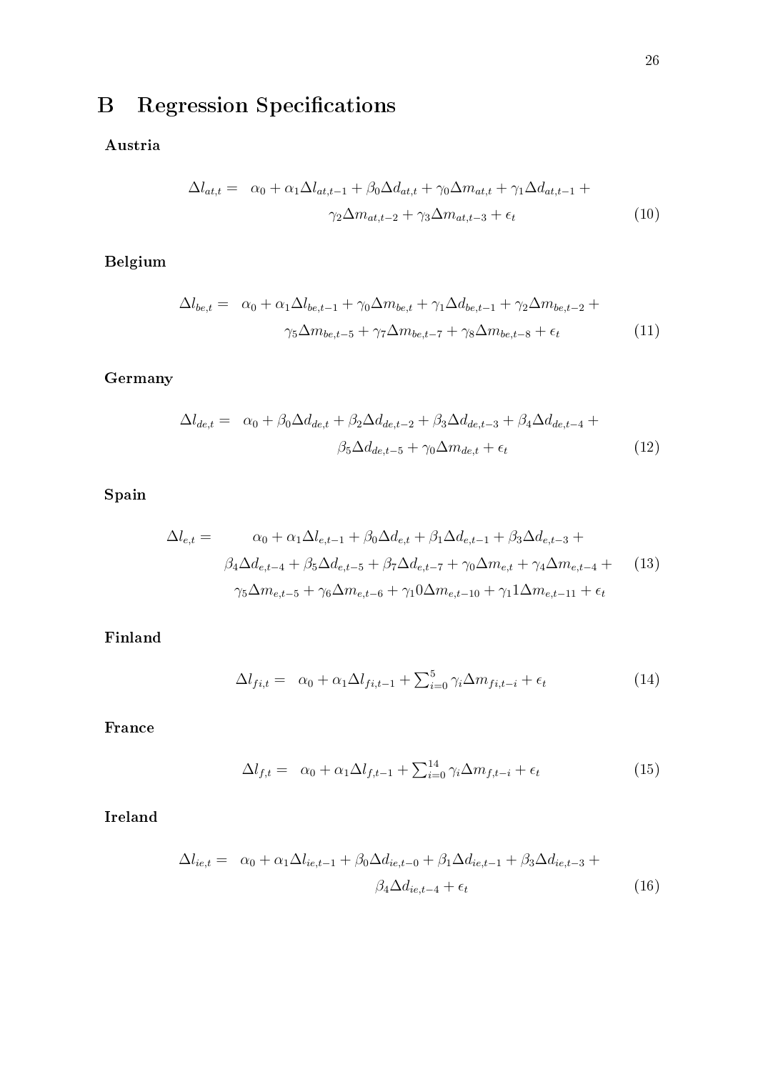# B Regression Specifications

**Austria**

$$\Delta l_{at,t} = \alpha_0 + \alpha_1 \Delta l_{at,t-1} + \beta_0 \Delta d_{at,t} + \gamma_0 \Delta m_{at,t} + \gamma_1 \Delta d_{at,t-1} + \gamma_2 \Delta m_{at,t-2} + \gamma_3 \Delta m_{at,t-3} + \epsilon_t \tag{10}$$

**Belgium**

$$\Delta l_{be,t} = \alpha_0 + \alpha_1 \Delta l_{be,t-1} + \gamma_0 \Delta m_{be,t} + \gamma_1 \Delta d_{be,t-1} + \gamma_2 \Delta m_{be,t-2} + \gamma_5 \Delta m_{be,t-5} + \gamma_7 \Delta m_{be,t-7} + \gamma_8 \Delta m_{be,t-8} + \epsilon_t \tag{11}$$

**Germany**

$$\Delta l_{de,t} = \alpha_0 + \beta_0 \Delta d_{de,t} + \beta_2 \Delta d_{de,t-2} + \beta_3 \Delta d_{de,t-3} + \beta_4 \Delta d_{de,t-4} + \beta_5 \Delta d_{de,t-5} + \gamma_0 \Delta m_{de,t} + \epsilon_t \tag{12}$$

**Spain**

$$\Delta l_{e,t} = \alpha_0 + \alpha_1 \Delta l_{e,t-1} + \beta_0 \Delta d_{e,t} + \beta_1 \Delta d_{e,t-1} + \beta_3 \Delta d_{e,t-3} + \beta_4 \Delta d_{e,t-4} + \beta_5 \Delta d_{e,t-5} + \beta_7 \Delta d_{e,t-7} + \gamma_0 \Delta m_{e,t} + \gamma_4 \Delta m_{e,t-4} + \gamma_5 \Delta m_{e,t-5} + \gamma_6 \Delta m_{e,t-6} + \gamma_1 0 \Delta m_{e,t-10} + \gamma_1 1 \Delta m_{e,t-11} + \epsilon_t \tag{13}$$

**Finland**

$$\Delta l_{fi,t} = \alpha_0 + \alpha_1 \Delta l_{fi,t-1} + \textstyle\sum_{i=0}^{5} \gamma_i \Delta m_{fi,t-i} + \epsilon_t \tag{14}$$

**France**

$$\Delta l_{f,t} = \alpha_0 + \alpha_1 \Delta l_{f,t-1} + \textstyle\sum_{i=0}^{14} \gamma_i \Delta m_{f,t-i} + \epsilon_t \tag{15}$$

**Ireland**

$$\Delta l_{ie,t} = \alpha_0 + \alpha_1 \Delta l_{ie,t-1} + \beta_0 \Delta d_{ie,t-0} + \beta_1 \Delta d_{ie,t-1} + \beta_3 \Delta d_{ie,t-3} + \beta_4 \Delta d_{ie,t-4} + \epsilon_t \tag{16}$$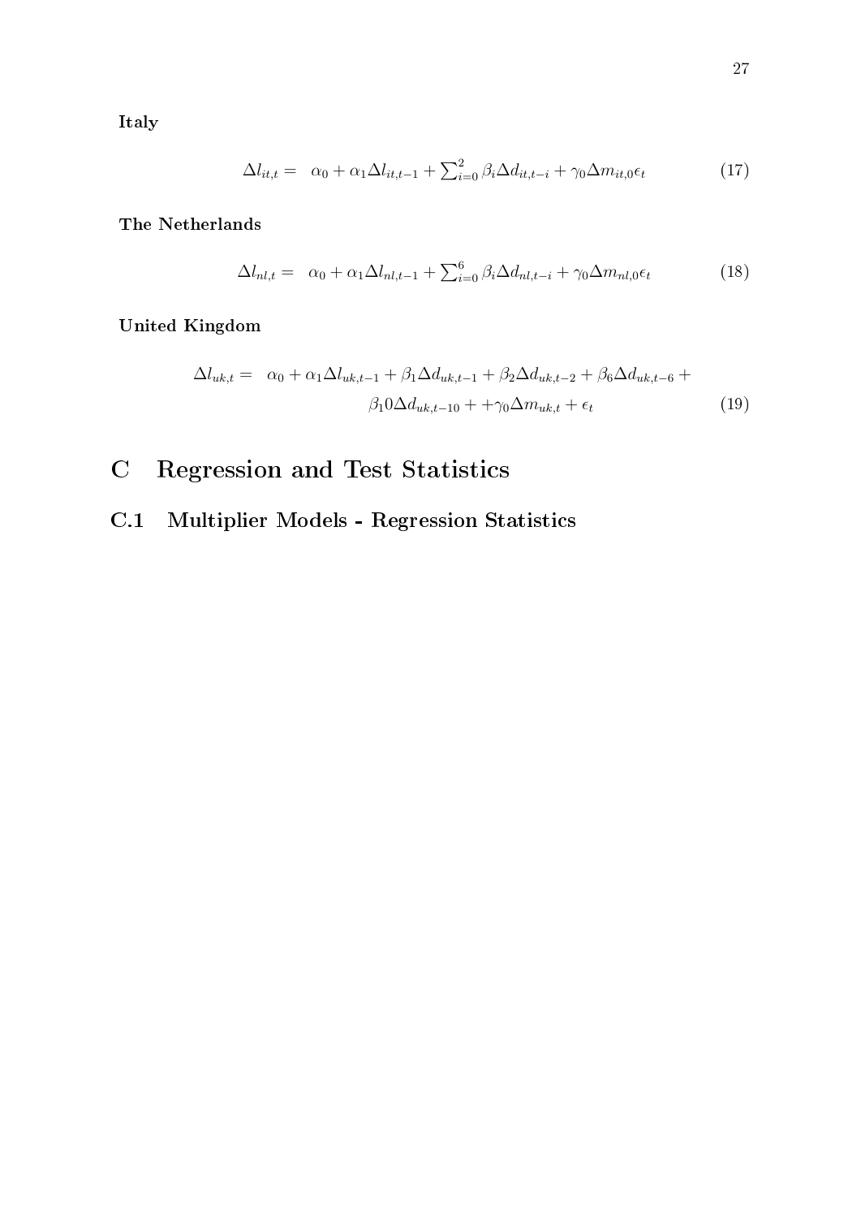**Italy**

$$\Delta l_{it,t} = \alpha_0 + \alpha_1 \Delta l_{it,t-1} + \sum_{i=0}^{2} \beta_i \Delta d_{it,t-i} + \gamma_0 \Delta m_{it,0} \epsilon_t \tag{17}$$

**The Netherlands**

$$\Delta l_{nl,t} = \alpha_0 + \alpha_1 \Delta l_{nl,t-1} + \sum_{i=0}^{6} \beta_i \Delta d_{nl,t-i} + \gamma_0 \Delta m_{nl,0} \epsilon_t \tag{18}$$

**United Kingdom**

$$\begin{aligned}\Delta l_{uk,t} = \; & \alpha_0 + \alpha_1 \Delta l_{uk,t-1} + \beta_1 \Delta d_{uk,t-1} + \beta_2 \Delta d_{uk,t-2} + \beta_6 \Delta d_{uk,t-6} + \\ & \beta_1 0 \Delta d_{uk,t-10} + + \gamma_0 \Delta m_{uk,t} + \epsilon_t\end{aligned} \tag{19}$$

# C Regression and Test Statistics

## C.1 Multiplier Models - Regression Statistics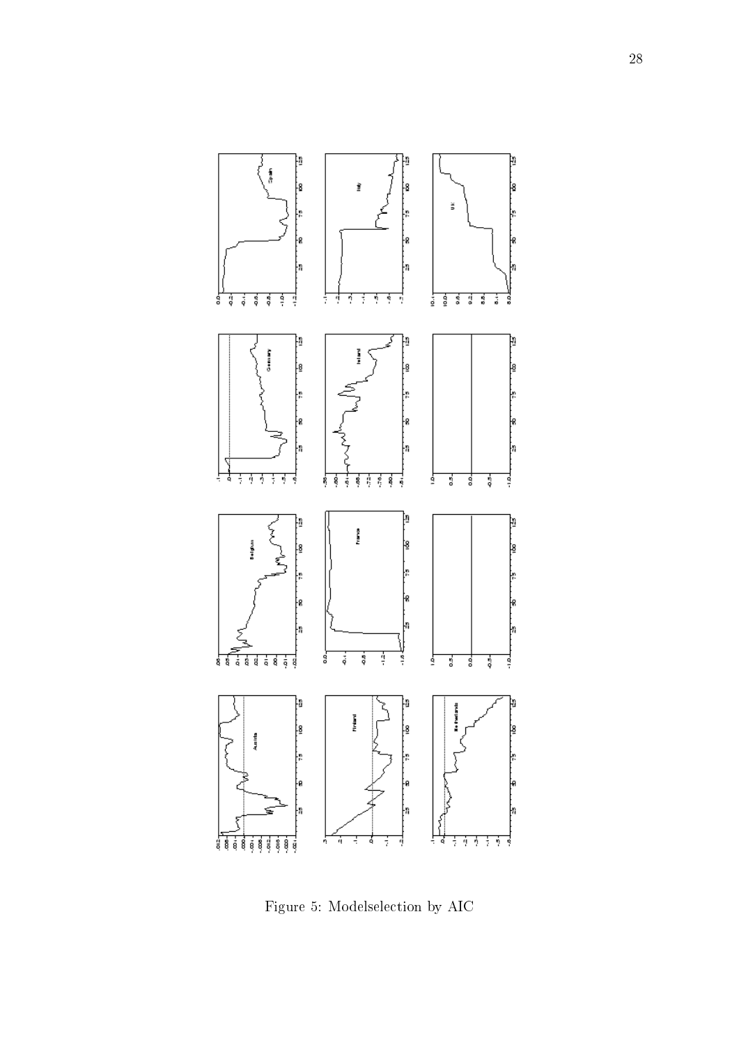Figure 5: Modelselection by AIC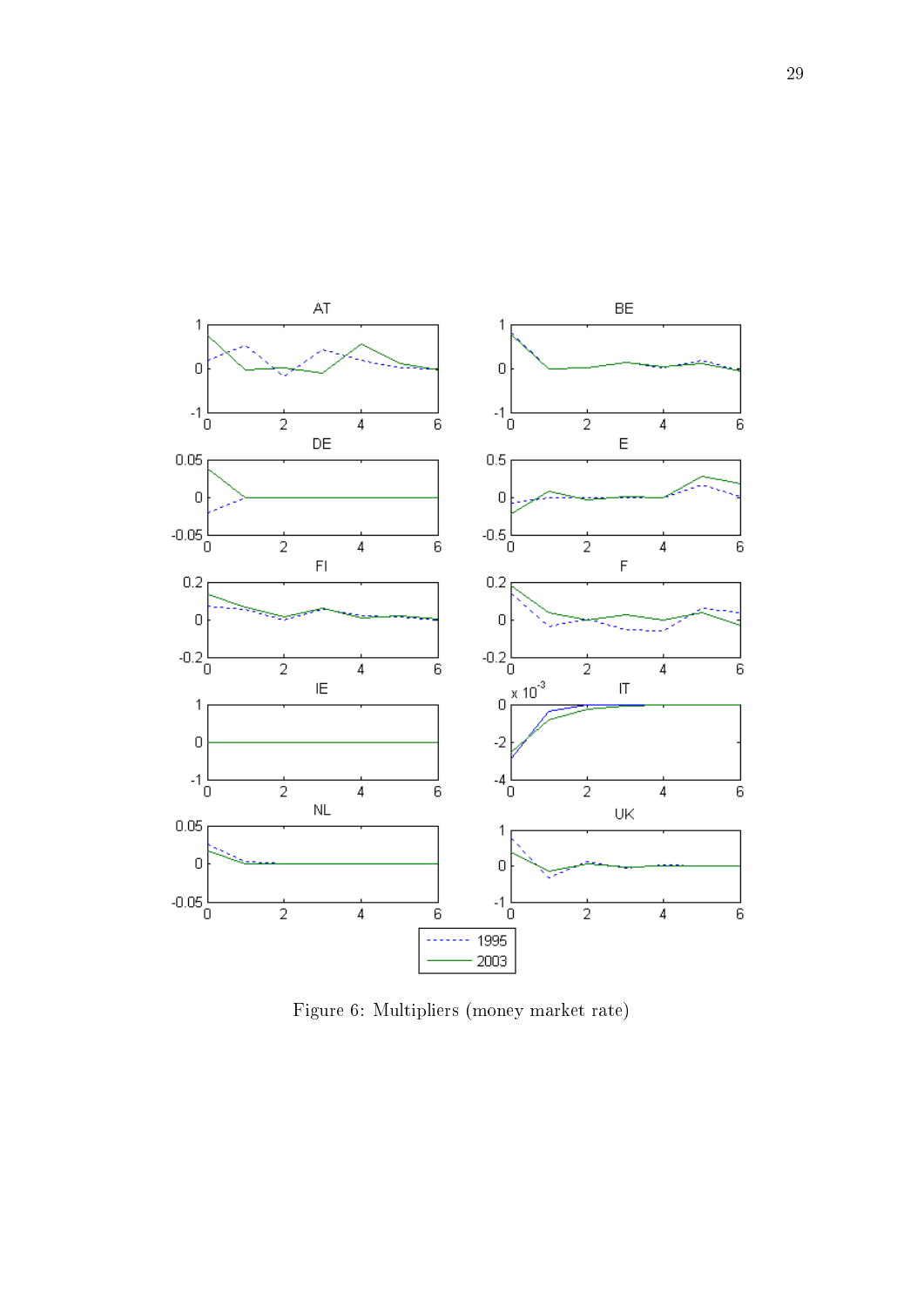Figure 6: Multipliers (money market rate)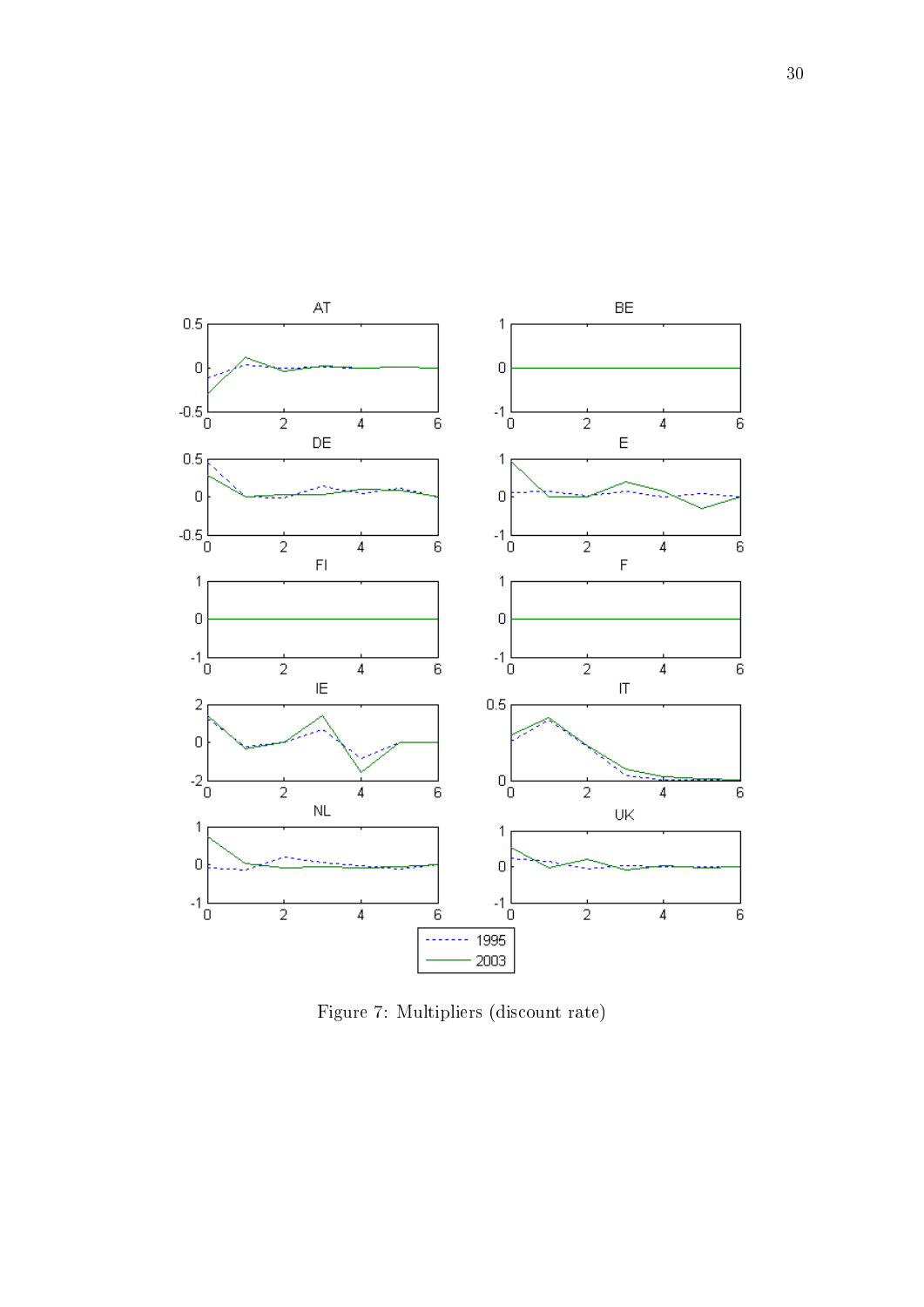Figure 7: Multipliers (discount rate)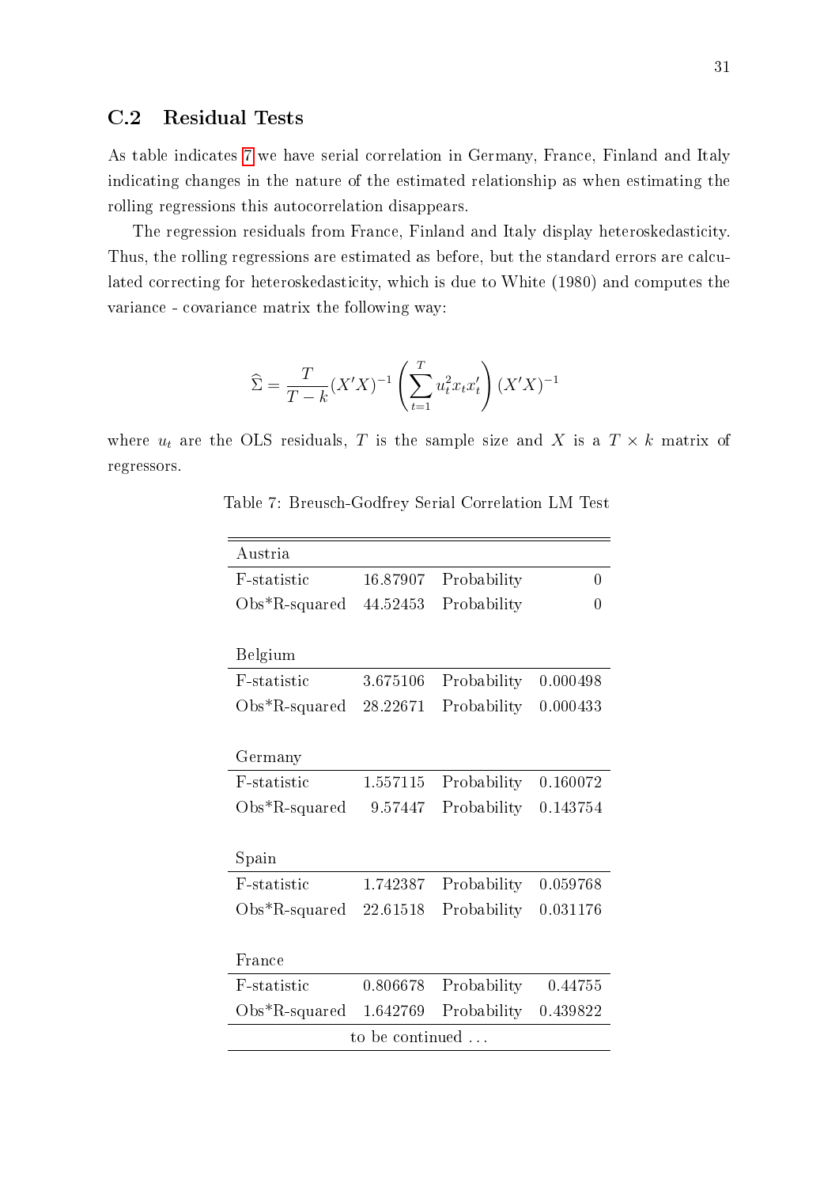## C.2 Residual Tests

As table indicates 7 we have serial correlation in Germany, France, Finland and Italy indicating changes in the nature of the estimated relationship as when estimating the rolling regressions this autocorrelation disappears.

The regression residuals from France, Finland and Italy display heteroskedasticity. Thus, the rolling regressions are estimated as before, but the standard errors are calculated correcting for heteroskedasticity, which is due to White (1980) and computes the variance - covariance matrix the following way:

$$\widehat{\Sigma} = \frac{T}{T-k}(X'X)^{-1}\left(\sum_{t=1}^{T} u_t^2 x_t x_t'\right)(X'X)^{-1}$$

where $u_t$ are the OLS residuals, $T$ is the sample size and $X$ is a $T \times k$ matrix of regressors.

Table 7: Breusch-Godfrey Serial Correlation LM Test

| Austria | | | |
|---|---|---|---|
| F-statistic | 16.87907 | Probability | 0 |
| Obs*R-squared | 44.52453 | Probability | 0 |
| **Belgium** | | | |
| F-statistic | 3.675106 | Probability | 0.000498 |
| Obs*R-squared | 28.22671 | Probability | 0.000433 |
| **Germany** | | | |
| F-statistic | 1.557115 | Probability | 0.160072 |
| Obs*R-squared | 9.57447 | Probability | 0.143754 |
| **Spain** | | | |
| F-statistic | 1.742387 | Probability | 0.059768 |
| Obs*R-squared | 22.61518 | Probability | 0.031176 |
| **France** | | | |
| F-statistic | 0.806678 | Probability | 0.44755 |
| Obs*R-squared | 1.642769 | Probability | 0.439822 |
| to be continued ... | | | |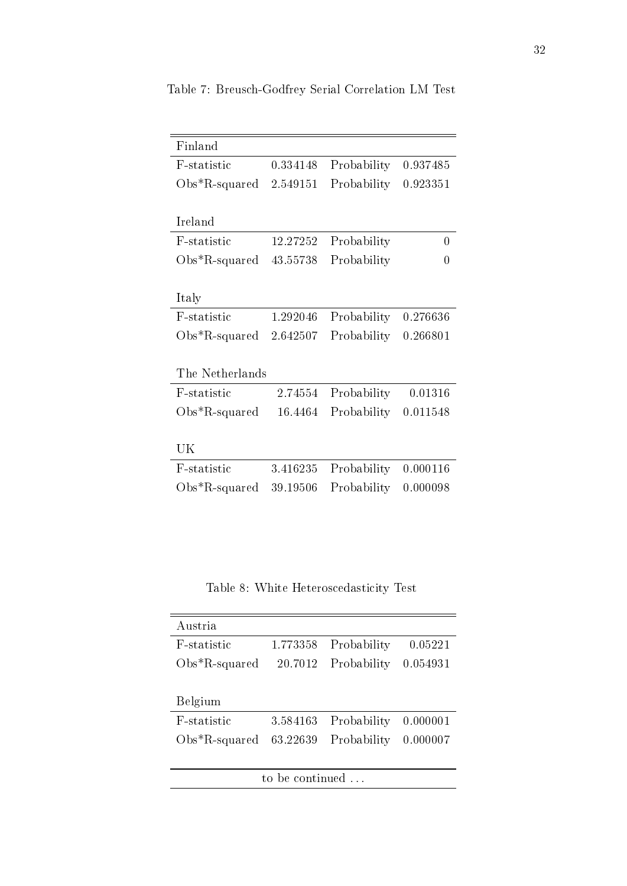Table 7: Breusch-Godfrey Serial Correlation LM Test

| Finland | | | |
|---|---|---|---|
| F-statistic | 0.334148 | Probability | 0.937485 |
| Obs*R-squared | 2.549151 | Probability | 0.923351 |
| | | | |
| Ireland | | | |
| F-statistic | 12.27252 | Probability | 0 |
| Obs*R-squared | 43.55738 | Probability | 0 |
| | | | |
| Italy | | | |
| F-statistic | 1.292046 | Probability | 0.276636 |
| Obs*R-squared | 2.642507 | Probability | 0.266801 |
| | | | |
| The Netherlands | | | |
| F-statistic | 2.74554 | Probability | 0.01316 |
| Obs*R-squared | 16.4464 | Probability | 0.011548 |
| | | | |
| UK | | | |
| F-statistic | 3.416235 | Probability | 0.000116 |
| Obs*R-squared | 39.19506 | Probability | 0.000098 |

Table 8: White Heteroscedasticity Test

| Austria | | | |
|---|---|---|---|
| F-statistic | 1.773358 | Probability | 0.05221 |
| Obs*R-squared | 20.7012 | Probability | 0.054931 |
| | | | |
| Belgium | | | |
| F-statistic | 3.584163 | Probability | 0.000001 |
| Obs*R-squared | 63.22639 | Probability | 0.000007 |

to be continued . . .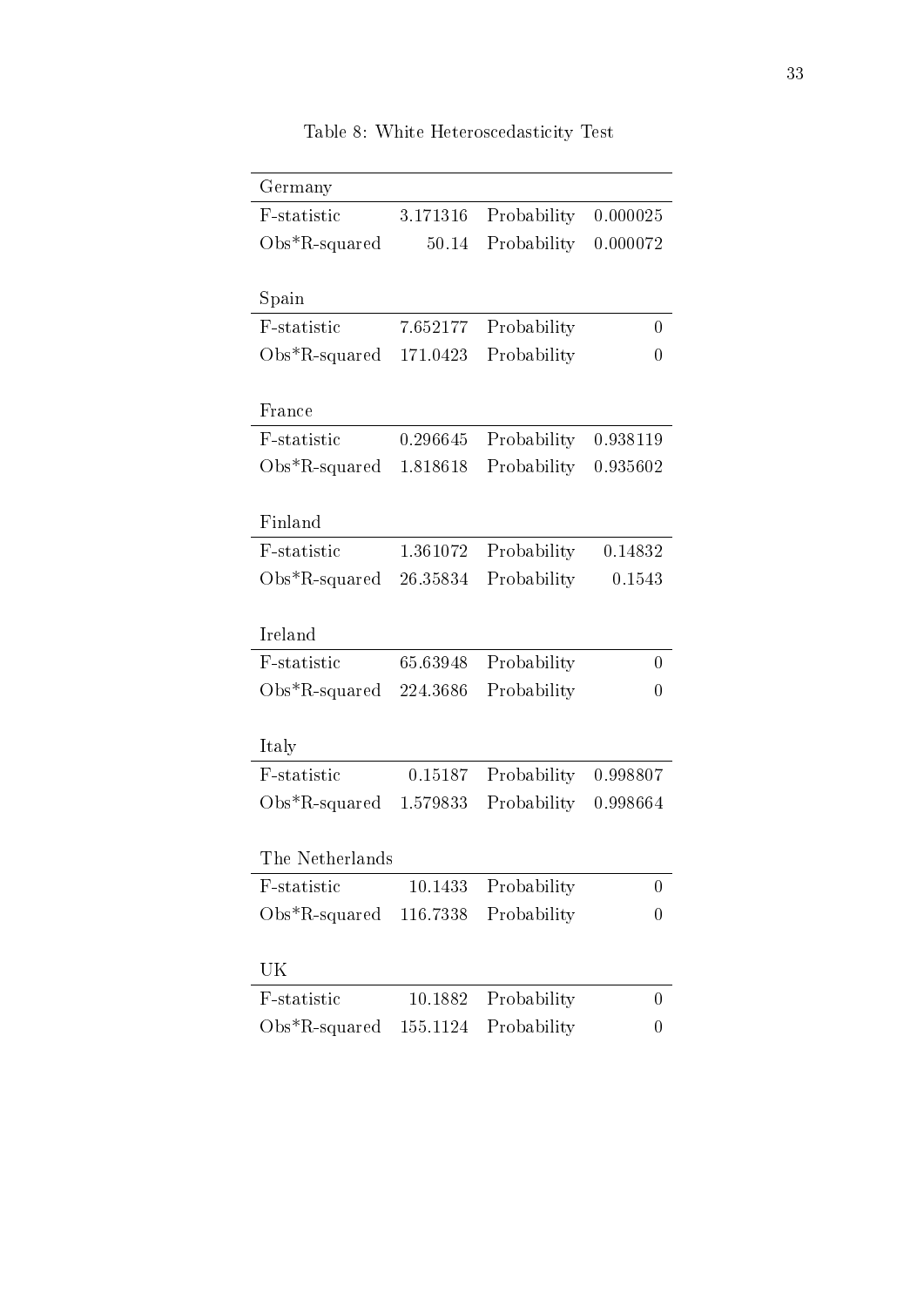Table 8: White Heteroscedasticity Test

| Germany | | | |
|---|---|---|---|
| F-statistic | 3.171316 | Probability | 0.000025 |
| Obs*R-squared | 50.14 | Probability | 0.000072 |
| | | | |
| Spain | | | |
| F-statistic | 7.652177 | Probability | 0 |
| Obs*R-squared | 171.0423 | Probability | 0 |
| | | | |
| France | | | |
| F-statistic | 0.296645 | Probability | 0.938119 |
| Obs*R-squared | 1.818618 | Probability | 0.935602 |
| | | | |
| Finland | | | |
| F-statistic | 1.361072 | Probability | 0.14832 |
| Obs*R-squared | 26.35834 | Probability | 0.1543 |
| | | | |
| Ireland | | | |
| F-statistic | 65.63948 | Probability | 0 |
| Obs*R-squared | 224.3686 | Probability | 0 |
| | | | |
| Italy | | | |
| F-statistic | 0.15187 | Probability | 0.998807 |
| Obs*R-squared | 1.579833 | Probability | 0.998664 |
| | | | |
| The Netherlands | | | |
| F-statistic | 10.1433 | Probability | 0 |
| Obs*R-squared | 116.7338 | Probability | 0 |
| | | | |
| UK | | | |
| F-statistic | 10.1882 | Probability | 0 |
| Obs*R-squared | 155.1124 | Probability | 0 |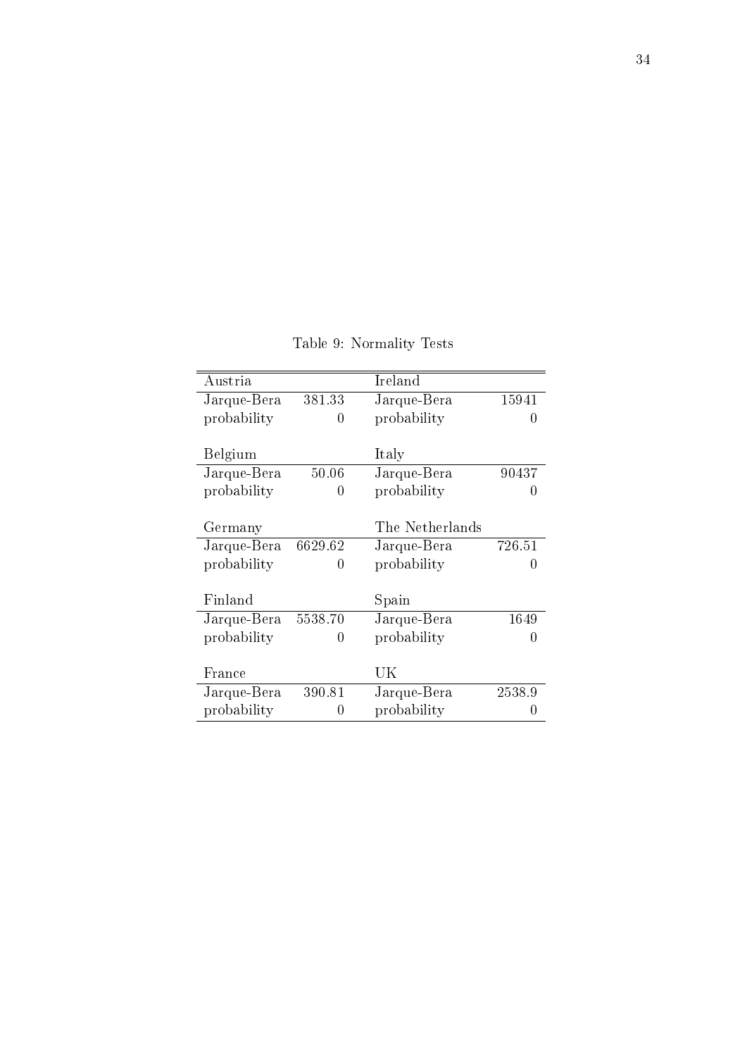Table 9: Normality Tests

| Austria | | Ireland | |
|---|---|---|---|
| Jarque-Bera | 381.33 | Jarque-Bera | 15941 |
| probability | 0 | probability | 0 |
| **Belgium** | | **Italy** | |
| Jarque-Bera | 50.06 | Jarque-Bera | 90437 |
| probability | 0 | probability | 0 |
| **Germany** | | **The Netherlands** | |
| Jarque-Bera | 6629.62 | Jarque-Bera | 726.51 |
| probability | 0 | probability | 0 |
| **Finland** | | **Spain** | |
| Jarque-Bera | 5538.70 | Jarque-Bera | 1649 |
| probability | 0 | probability | 0 |
| **France** | | **UK** | |
| Jarque-Bera | 390.81 | Jarque-Bera | 2538.9 |
| probability | 0 | probability | 0 |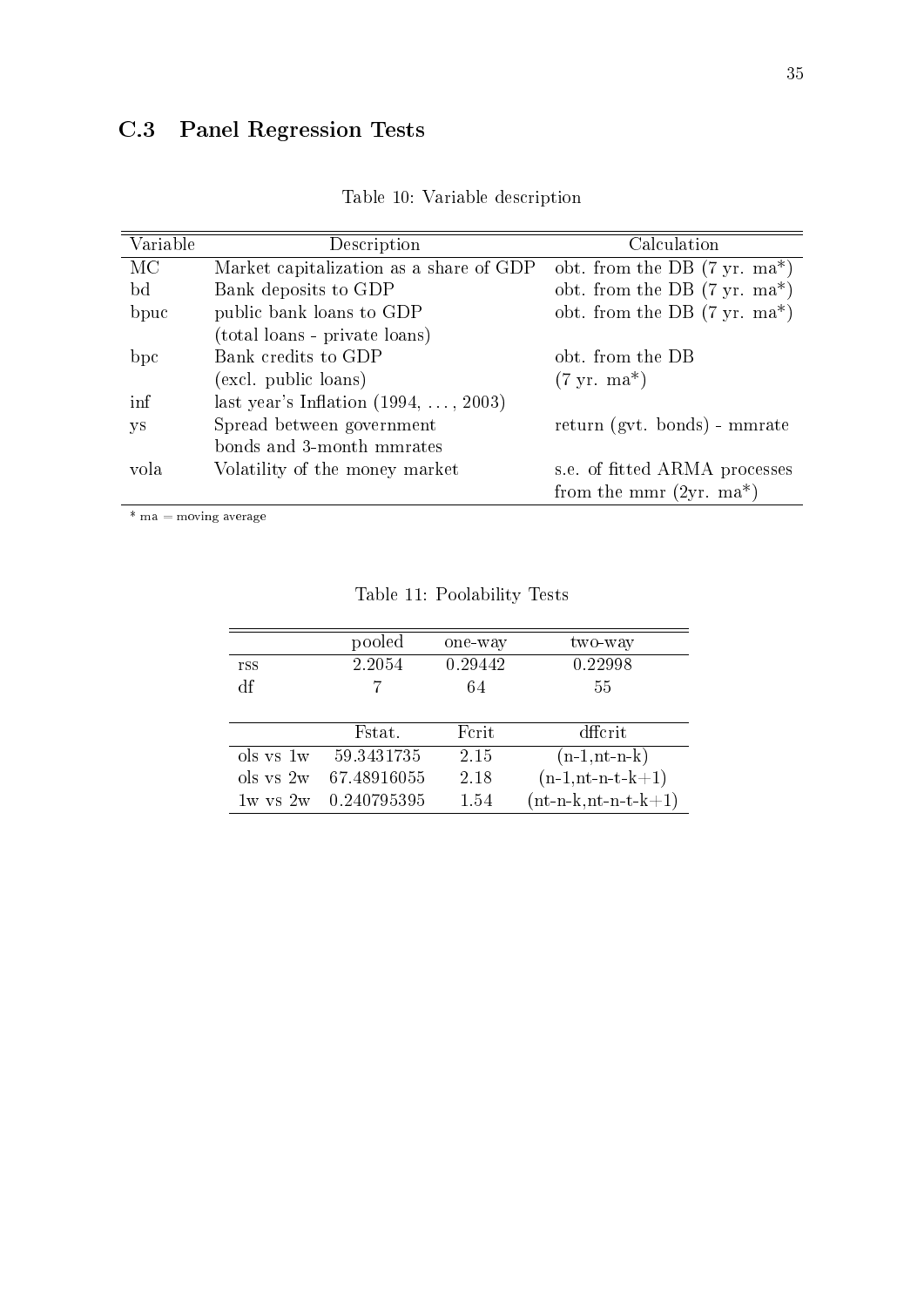## C.3 Panel Regression Tests

Table 10: Variable description

| Variable | Description | Calculation |
|---|---|---|
| MC | Market capitalization as a share of GDP | obt. from the DB (7 yr. ma*) |
| bd | Bank deposits to GDP | obt. from the DB (7 yr. ma*) |
| bpuc | public bank loans to GDP (total loans - private loans) | obt. from the DB (7 yr. ma*) |
| bpc | Bank credits to GDP (excl. public loans) | obt. from the DB (7 yr. ma*) |
| inf | last year's Inflation (1994, ..., 2003) | |
| ys | Spread between government bonds and 3-month mmrates | return (gvt. bonds) - mmrate |
| vola | Volatility of the money market | s.e. of fitted ARMA processes from the mmr (2yr. ma*) |

* ma = moving average

Table 11: Poolability Tests

| | pooled | one-way | two-way |
|---|---|---|---|
| rss | 2.2054 | 0.29442 | 0.22998 |
| df | 7 | 64 | 55 |

| | Fstat. | Fcrit | dffcrit |
|---|---|---|---|
| ols vs 1w | 59.3431735 | 2.15 | (n-1,nt-n-k) |
| ols vs 2w | 67.48916055 | 2.18 | (n-1,nt-n-t-k+1) |
| 1w vs 2w | 0.240795395 | 1.54 | (nt-n-k,nt-n-t-k+1) |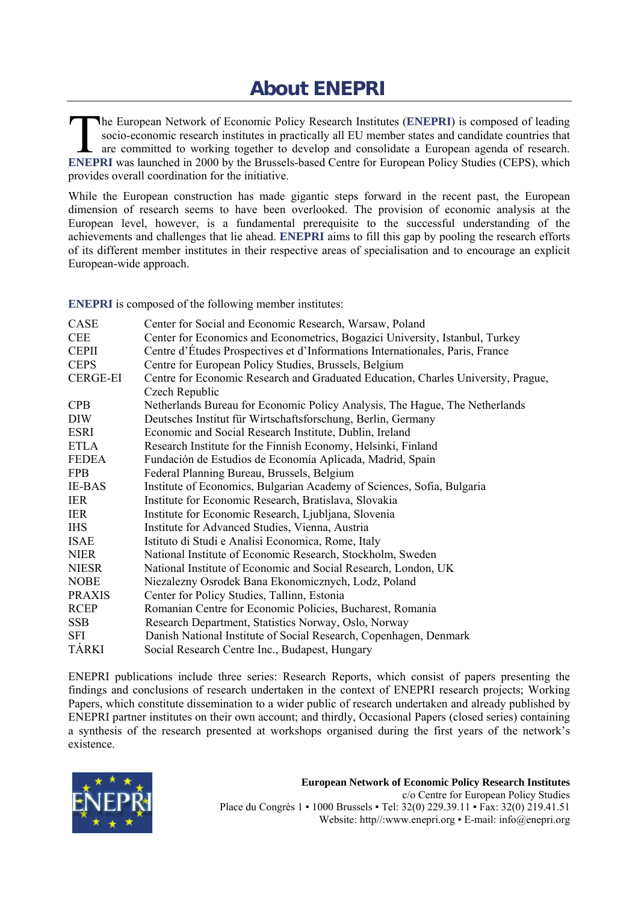# About ENEPRI

The European Network of Economic Policy Research Institutes (**ENEPRI**) is composed of leading socio-economic research institutes in practically all EU member states and candidate countries that are committed to working together to develop and consolidate a European agenda of research. **ENEPRI** was launched in 2000 by the Brussels-based Centre for European Policy Studies (CEPS), which provides overall coordination for the initiative.

While the European construction has made gigantic steps forward in the recent past, the European dimension of research seems to have been overlooked. The provision of economic analysis at the European level, however, is a fundamental prerequisite to the successful understanding of the achievements and challenges that lie ahead. **ENEPRI** aims to fill this gap by pooling the research efforts of its different member institutes in their respective areas of specialisation and to encourage an explicit European-wide approach.

**ENEPRI** is composed of the following member institutes:

| | |
|---|---|
| CASE | Center for Social and Economic Research, Warsaw, Poland |
| CEE | Center for Economics and Econometrics, Bogazici University, Istanbul, Turkey |
| CEPII | Centre d'Études Prospectives et d'Informations Internationales, Paris, France |
| CEPS | Centre for European Policy Studies, Brussels, Belgium |
| CERGE-EI | Centre for Economic Research and Graduated Education, Charles University, Prague, Czech Republic |
| CPB | Netherlands Bureau for Economic Policy Analysis, The Hague, The Netherlands |
| DIW | Deutsches Institut für Wirtschaftsforschung, Berlin, Germany |
| ESRI | Economic and Social Research Institute, Dublin, Ireland |
| ETLA | Research Institute for the Finnish Economy, Helsinki, Finland |
| FEDEA | Fundación de Estudios de Economía Aplicada, Madrid, Spain |
| FPB | Federal Planning Bureau, Brussels, Belgium |
| IE-BAS | Institute of Economics, Bulgarian Academy of Sciences, Sofia, Bulgaria |
| IER | Institute for Economic Research, Bratislava, Slovakia |
| IER | Institute for Economic Research, Ljubljana, Slovenia |
| IHS | Institute for Advanced Studies, Vienna, Austria |
| ISAE | Istituto di Studi e Analisi Economica, Rome, Italy |
| NIER | National Institute of Economic Research, Stockholm, Sweden |
| NIESR | National Institute of Economic and Social Research, London, UK |
| NOBE | Niezalezny Osrodek Bana Ekonomicznych, Lodz, Poland |
| PRAXIS | Center for Policy Studies, Tallinn, Estonia |
| RCEP | Romanian Centre for Economic Policies, Bucharest, Romania |
| SSB | Research Department, Statistics Norway, Oslo, Norway |
| SFI | Danish National Institute of Social Research, Copenhagen, Denmark |
| TÁRKI | Social Research Centre Inc., Budapest, Hungary |

ENEPRI publications include three series: Research Reports, which consist of papers presenting the findings and conclusions of research undertaken in the context of ENEPRI research projects; Working Papers, which constitute dissemination to a wider public of research undertaken and already published by ENEPRI partner institutes on their own account; and thirdly, Occasional Papers (closed series) containing a synthesis of the research presented at workshops organised during the first years of the network's existence.

**European Network of Economic Policy Research Institutes**
c/o Centre for European Policy Studies
Place du Congrès 1 ▪ 1000 Brussels ▪ Tel: 32(0) 229.39.11 ▪ Fax: 32(0) 219.41.51
Website: http//:www.enepri.org ▪ E-mail: info@enepri.org